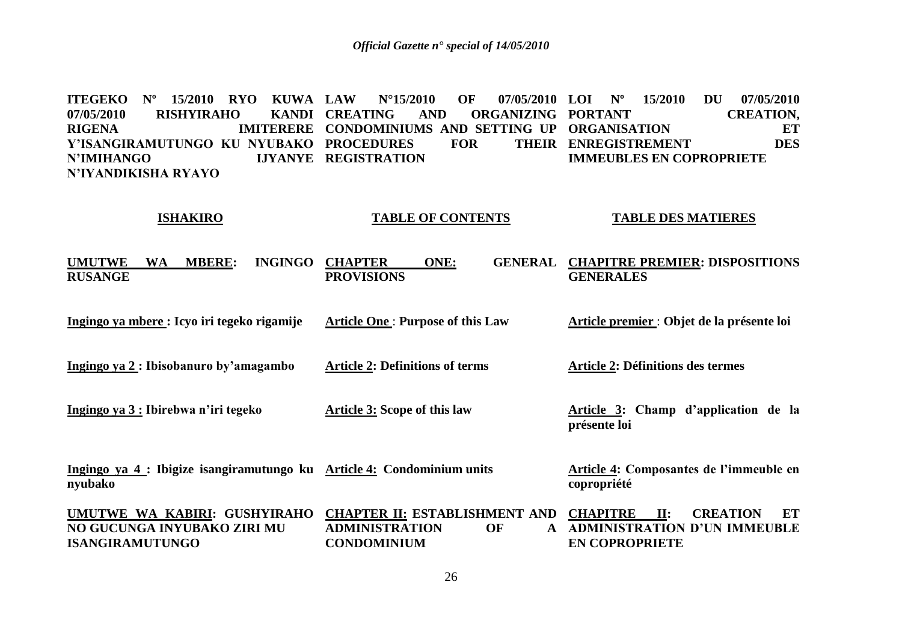**ITEGEKO Nº 15/2010 RYO KUWA 07/05/2010 RISHYIRAHO KANDI RIGENA IMITERERE Y'ISANGIRAMUTUNGO KU NYUBAKO N'IMIHANGO IJYANYE N'IYANDIKISHA RYAYO**

**LAW N°15/2010 OF 07/05/2010 CREATING AND ORGANIZING CONDOMINIUMS AND SETTING UP PROCEDURES FOR THEIR REGISTRATION**

**LOI Nº 15/2010 DU 07/05/2010 PORTANT CREATION, ORGANISATION ET ENREGISTREMENT DES IMMEUBLES EN COPROPRIETE**

| **ISHAKIRO** | **TABLE OF CONTENTS** | **TABLE DES MATIERES** |
|---|---|---|
| **UMUTWE WA MBERE: INGINGO RUSANGE** | **CHAPTER ONE: GENERAL PROVISIONS** | **CHAPITRE PREMIER: DISPOSITIONS GENERALES** |
| **Ingingo ya mbere : Icyo iri tegeko rigamije** | **Article One : Purpose of this Law** | **Article premier : Objet de la présente loi** |
| **Ingingo ya 2 : Ibisobanuro by'amagambo** | **Article 2: Definitions of terms** | **Article 2: Définitions des termes** |
| **Ingingo ya 3 : Ibirebwa n'iri tegeko** | **Article 3: Scope of this law** | **Article 3: Champ d'application de la présente loi** |
| **Ingingo ya 4 : Ibigize isangiramutungo ku nyubako** | **Article 4: Condominium units** | **Article 4: Composantes de l'immeuble en copropriété** |
| **UMUTWE WA KABIRI: GUSHYIRAHO NO GUCUNGA INYUBAKO ZIRI MU ISANGIRAMUTUNGO** | **CHAPTER II: ESTABLISHMENT AND ADMINISTRATION OF A CONDOMINIUM** | **CHAPITRE II: CREATION ET ADMINISTRATION D'UN IMMEUBLE EN COPROPRIETE** |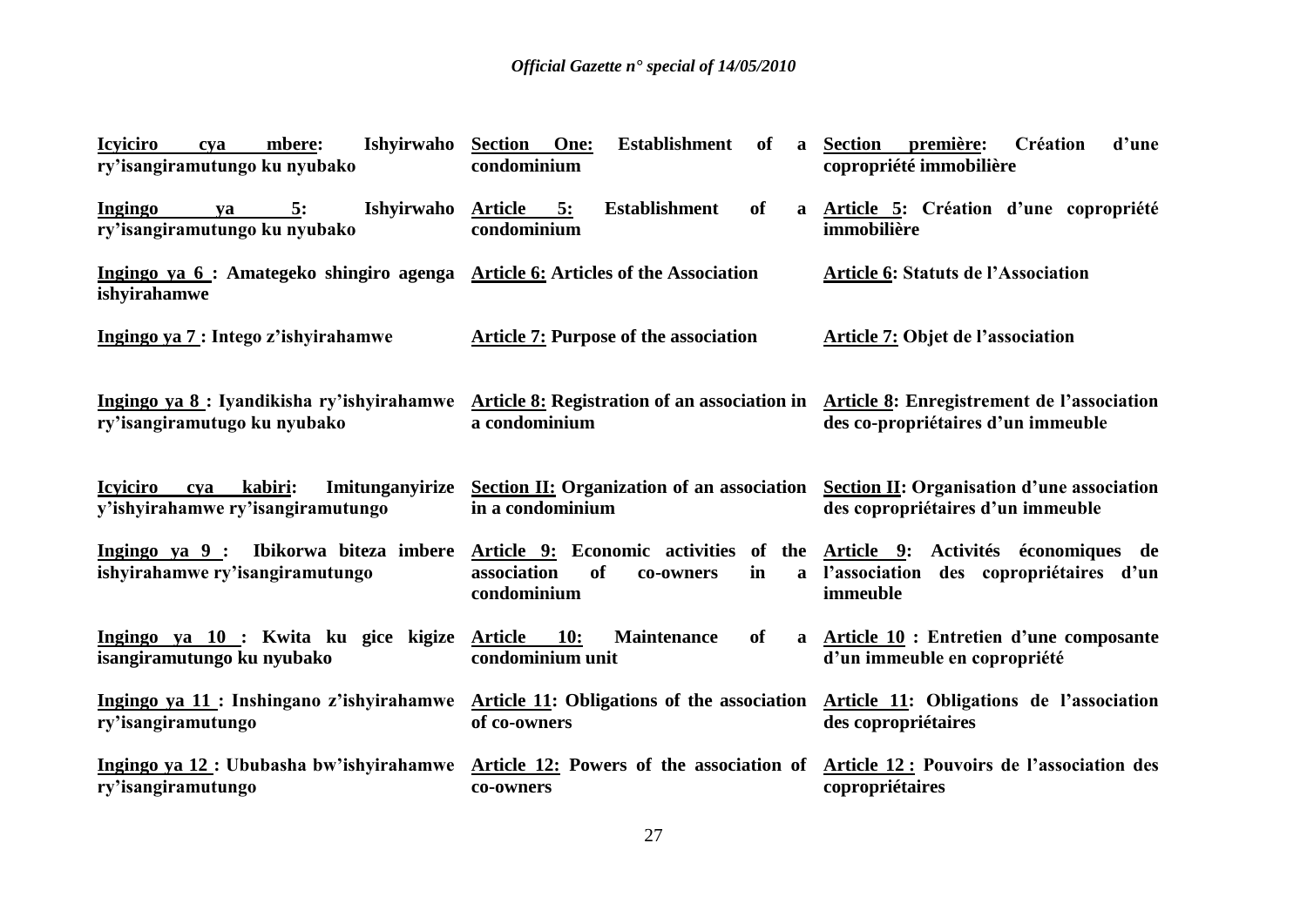| | | |
|---|---|---|
| **Icyiciro cya mbere: Ishyirwaho ry'isangiramutungo ku nyubako** | **Section One: Establishment of a condominium** | **Section première: Création d'une copropriété immobilière** |
| **Ingingo ya 5: Ishyirwaho ry'isangiramutungo ku nyubako** | **Article 5: Establishment of a condominium** | **Article 5: Création d'une copropriété immobilière** |
| **Ingingo ya 6 : Amategeko shingiro agenga ishyirahamwe** | **Article 6: Articles of the Association** | **Article 6: Statuts de l'Association** |
| **Ingingo ya 7 : Intego z'ishyirahamwe** | **Article 7: Purpose of the association** | **Article 7: Objet de l'association** |
| **Ingingo ya 8 : Iyandikisha ry'ishyirahamwe ry'isangiramutugo ku nyubako** | **Article 8: Registration of an association in a condominium** | **Article 8: Enregistrement de l'association des co-propriétaires d'un immeuble** |
| **Icyiciro cya kabiri: Imitunganyirize y'ishyirahamwe ry'isangiramutungo** | **Section II: Organization of an association in a condominium** | **Section II: Organisation d'une association des copropriétaires d'un immeuble** |
| **Ingingo ya 9 : Ibikorwa biteza imbere ishyirahamwe ry'isangiramutungo** | **Article 9: Economic activities of the association of co-owners in a condominium** | **Article 9: Activités économiques de l'association des copropriétaires d'un immeuble** |
| **Ingingo ya 10 : Kwita ku gice kigize isangiramutungo ku nyubako** | **Article 10: Maintenance of a condominium unit** | **Article 10 : Entretien d'une composante d'un immeuble en copropriété** |
| **Ingingo ya 11 : Inshingano z'ishyirahamwe ry'isangiramutungo** | **Article 11: Obligations of the association of co-owners** | **Article 11: Obligations de l'association des copropriétaires** |
| **Ingingo ya 12 : Ububasha bw'ishyirahamwe ry'isangiramutungo** | **Article 12: Powers of the association of co-owners** | **Article 12 : Pouvoirs de l'association des copropriétaires** |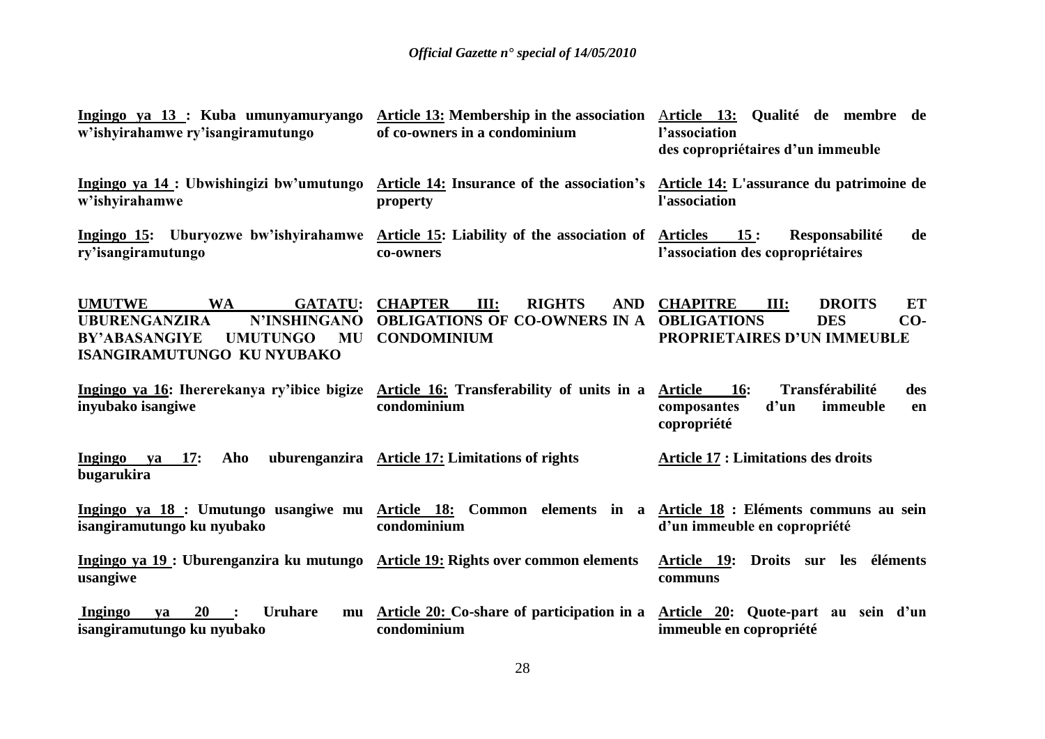| | | |
|---|---|---|
| **Ingingo ya 13 : Kuba umunyamuryango w'ishyirahamwe ry'isangiramutungo** | **Article 13: Membership in the association of co-owners in a condominium** | **Article 13: Qualité de membre de l'association des copropriétaires d'un immeuble** |
| **Ingingo ya 14 : Ubwishingizi bw'umutungo w'ishyirahamwe** | **Article 14: Insurance of the association's property** | **Article 14: L'assurance du patrimoine de l'association** |
| **Ingingo 15: Uburyozwe bw'ishyirahamwe ry'isangiramutungo** | **Article 15: Liability of the association of co-owners** | **Articles 15 : Responsabilité de l'association des copropriétaires** |
| **UMUTWE WA GATATU: UBURENGANZIRA N'INSHINGANO BY'ABASANGIYE UMUTUNGO MU ISANGIRAMUTUNGO KU NYUBAKO** | **CHAPTER III: RIGHTS AND OBLIGATIONS OF CO-OWNERS IN A CONDOMINIUM** | **CHAPITRE III: DROITS ET OBLIGATIONS DES CO-PROPRIETAIRES D'UN IMMEUBLE** |
| **Ingingo ya 16: Ihererekanya ry'ibice bigize inyubako isangiwe** | **Article 16: Transferability of units in a condominium** | **Article 16: Transférabilité des composantes d'un immeuble en copropriété** |
| **Ingingo ya 17: Aho uburenganzira bugarukira** | **Article 17: Limitations of rights** | **Article 17 : Limitations des droits** |
| **Ingingo ya 18 : Umutungo usangiwe mu isangiramutungo ku nyubako** | **Article 18: Common elements in a condominium** | **Article 18 : Eléments communs au sein d'un immeuble en copropriété** |
| **Ingingo ya 19 : Uburenganzira ku mutungo usangiwe** | **Article 19: Rights over common elements** | **Article 19: Droits sur les éléments communs** |
| **Ingingo ya 20 : Uruhare mu isangiramutungo ku nyubako** | **Article 20: Co-share of participation in a condominium** | **Article 20: Quote-part au sein d'un immeuble en copropriété** |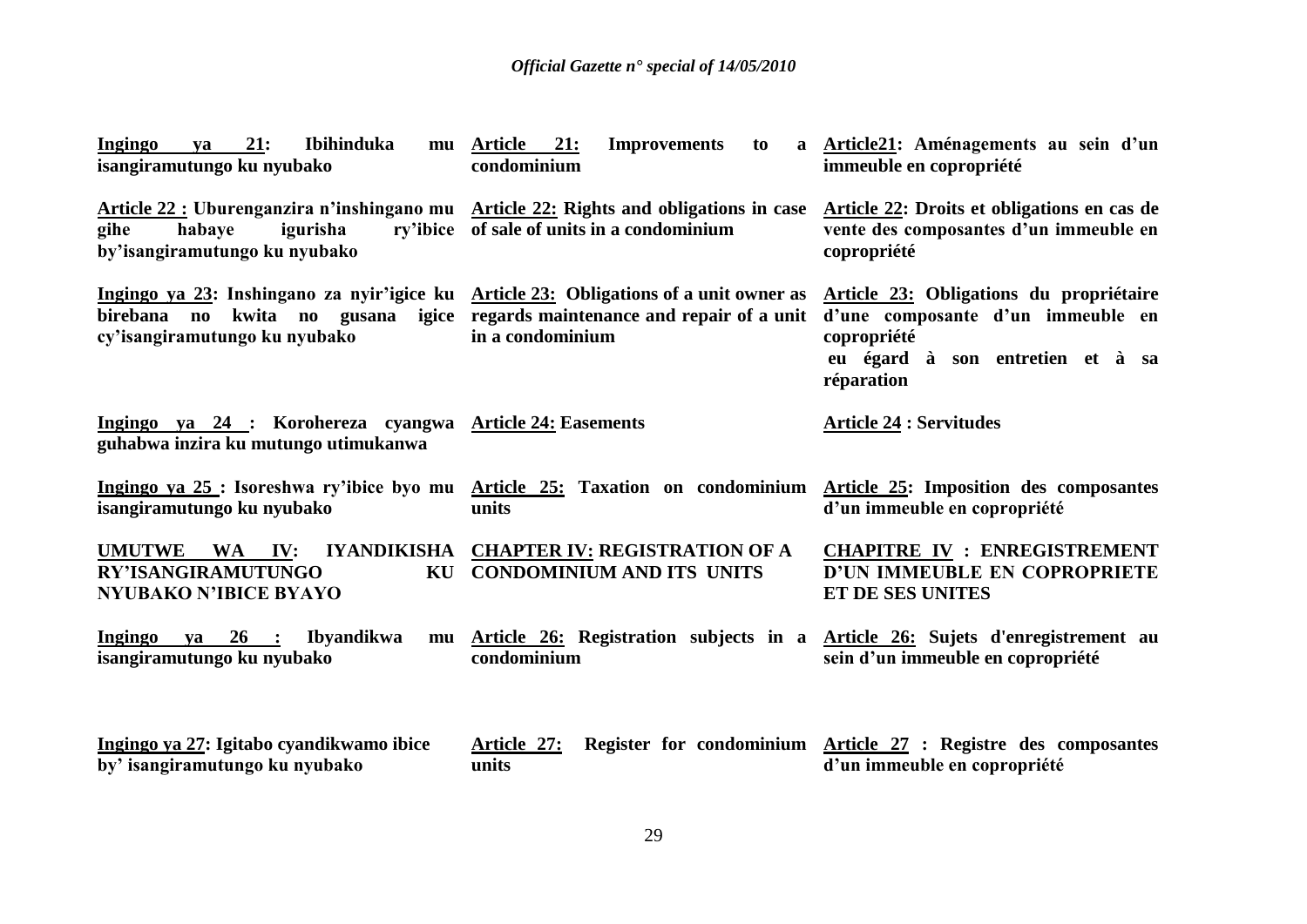**Ingingo ya 21: Ibihinduka mu isangiramutungo ku nyubako**

**Article 22 : Uburenganzira n'inshingano mu gihe habaye igurisha ry'ibice by'isangiramutungo ku nyubako**

**Ingingo ya 23: Inshingano za nyir'igice ku birebana no kwita no gusana igice cy'isangiramutungo ku nyubako**

**Ingingo ya 24 : Korohereza cyangwa guhabwa inzira ku mutungo utimukanwa**

**Ingingo ya 25 : Isoreshwa ry'ibice byo mu isangiramutungo ku nyubako**

**UMUTWE WA IV: IYANDIKISHA RY'ISANGIRAMUTUNGO KU NYUBAKO N'IBICE BYAYO**

**Ingingo ya 26 : Ibyandikwa mu isangiramutungo ku nyubako**

**Ingingo ya 27: Igitabo cyandikwamo ibice by' isangiramutungo ku nyubako**

**Article 21: Improvements to a condominium**

**Article 22: Rights and obligations in case of sale of units in a condominium**

**Article 23: Obligations of a unit owner as regards maintenance and repair of a unit in a condominium**

**Article 24: Easements**

**Article 25: Taxation on condominium units**

**CHAPTER IV: REGISTRATION OF A CONDOMINIUM AND ITS UNITS**

**Article 26: Registration subjects in a condominium**

**Article 27: Register for condominium units**

**Article21: Aménagements au sein d'un immeuble en copropriété**

**Article 22: Droits et obligations en cas de vente des composantes d'un immeuble en copropriété**

**Article 23: Obligations du propriétaire d'une composante d'un immeuble en copropriété eu égard à son entretien et à sa réparation**

**Article 24 : Servitudes**

**Article 25: Imposition des composantes d'un immeuble en copropriété**

**CHAPITRE IV : ENREGISTREMENT D'UN IMMEUBLE EN COPROPRIETE ET DE SES UNITES**

**Article 26: Sujets d'enregistrement au sein d'un immeuble en copropriété**

**Article 27 : Registre des composantes d'un immeuble en copropriété**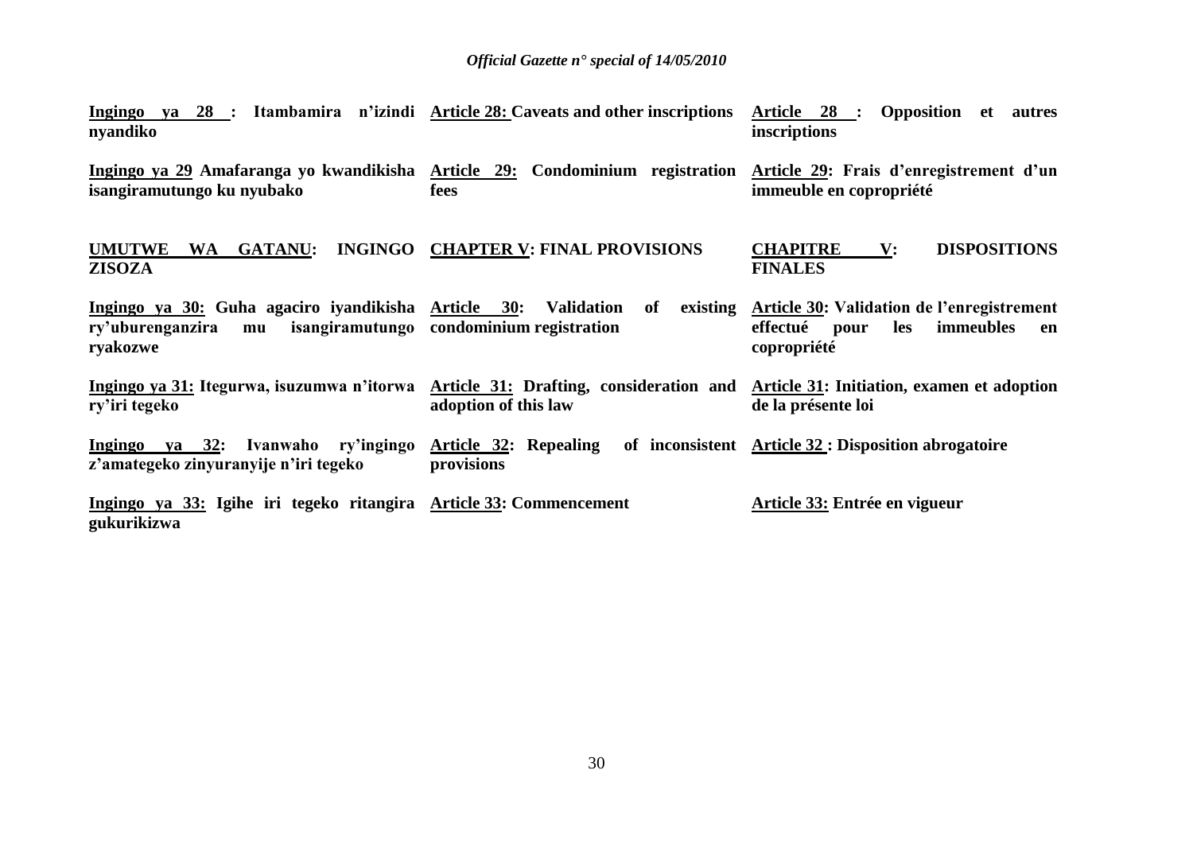**Ingingo ya 28 : Itambamira n'izindi nyandiko**

**Ingingo ya 29 Amafaranga yo kwandikisha isangiramutungo ku nyubako**

**UMUTWE WA GATANU: INGINGO ZISOZA**

**Ingingo ya 30: Guha agaciro iyandikisha ry'uburenganzira mu isangiramutungo ryakozwe**

**Ingingo ya 31: Itegurwa, isuzumwa n'itorwa ry'iri tegeko**

**Ingingo ya 32: Ivanwaho ry'ingingo z'amategeko zinyuranyije n'iri tegeko**

**Ingingo ya 33: Igihe iri tegeko ritangira gukurikizwa**

**Article 28: Caveats and other inscriptions**

**Article 29: Condominium registration fees**

**CHAPTER V: FINAL PROVISIONS**

**Article 30: Validation of existing condominium registration**

**Article 31: Drafting, consideration and adoption of this law**

**Article 32: Repealing of inconsistent provisions**

**Article 33: Commencement**

**Article 28 : Opposition et autres inscriptions**

**Article 29: Frais d'enregistrement d'un immeuble en copropriété**

**CHAPITRE V: DISPOSITIONS FINALES**

**Article 30: Validation de l'enregistrement effectué pour les immeubles en copropriété**

**Article 31: Initiation, examen et adoption de la présente loi**

**Article 32 : Disposition abrogatoire**

**Article 33: Entrée en vigueur**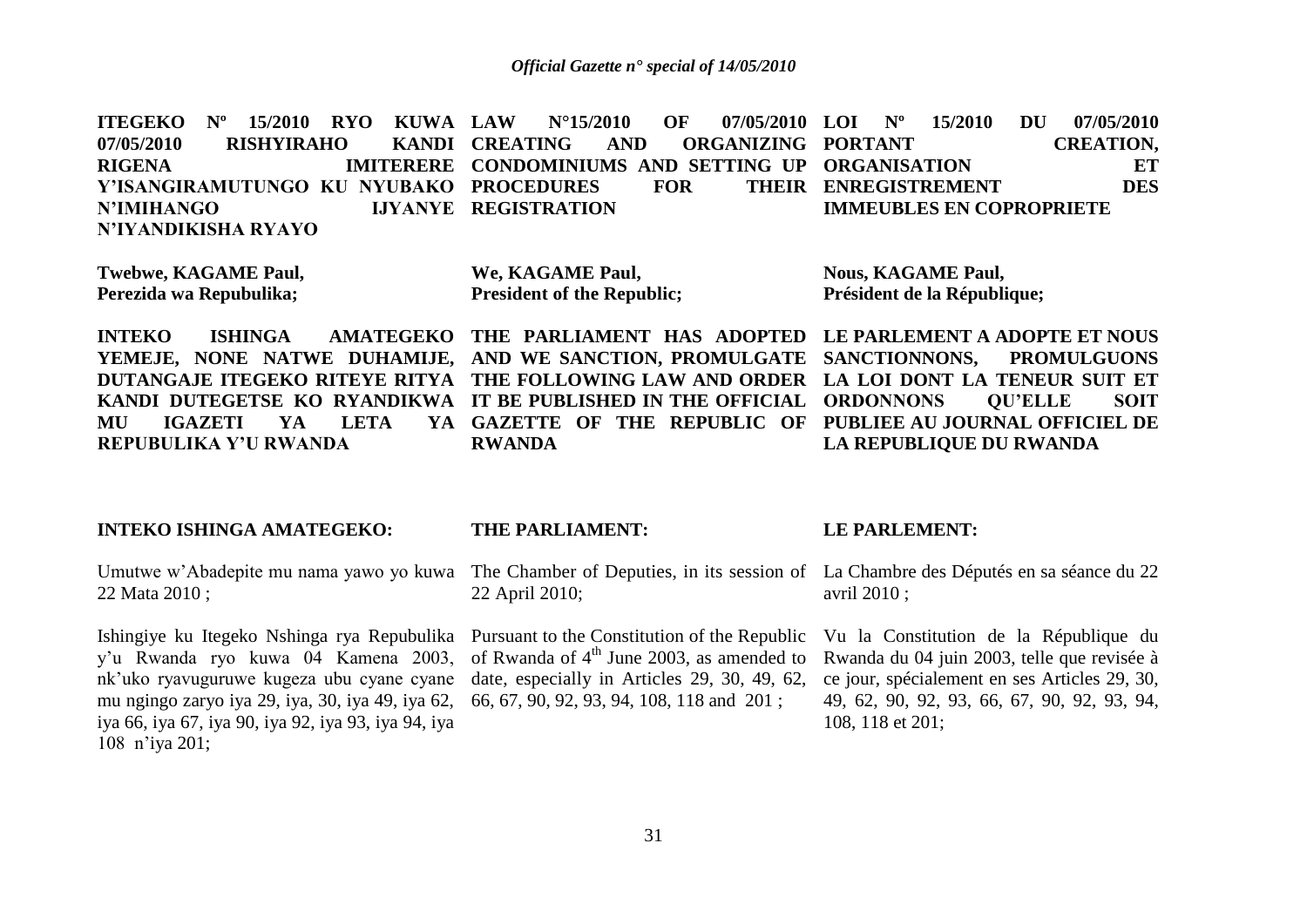**ITEGEKO Nº 15/2010 RYO KUWA 07/05/2010 RISHYIRAHO KANDI RIGENA IMITERERE Y'ISANGIRAMUTUNGO KU NYUBAKO N'IMIHANGO IJYANYE N'IYANDIKISHA RYAYO**

**Twebwe, KAGAME Paul,**
**Perezida wa Repubulika;**

**INTEKO ISHINGA AMATEGEKO YEMEJE, NONE NATWE DUHAMIJE, DUTANGAJE ITEGEKO RITEYE RITYA KANDI DUTEGETSE KO RYANDIKWA MU IGAZETI YA LETA YA REPUBULIKA Y'U RWANDA**

**INTEKO ISHINGA AMATEGEKO:**

Umutwe w'Abadepite mu nama yawo yo kuwa 22 Mata 2010 ;

Ishingiye ku Itegeko Nshinga rya Repubulika y'u Rwanda ryo kuwa 04 Kamena 2003, nk'uko ryavuguruwe kugeza ubu cyane cyane mu ngingo zaryo iya 29, iya, 30, iya 49, iya 62, iya 66, iya 67, iya 90, iya 92, iya 93, iya 94, iya 108 n'iya 201;

**LAW N°15/2010 OF 07/05/2010 CREATING AND ORGANIZING CONDOMINIUMS AND SETTING UP PROCEDURES FOR THEIR REGISTRATION**

**We, KAGAME Paul,**
**President of the Republic;**

**THE PARLIAMENT HAS ADOPTED AND WE SANCTION, PROMULGATE THE FOLLOWING LAW AND ORDER IT BE PUBLISHED IN THE OFFICIAL GAZETTE OF THE REPUBLIC OF RWANDA**

**THE PARLIAMENT:**

The Chamber of Deputies, in its session of 22 April 2010;

Pursuant to the Constitution of the Republic of Rwanda of 4th June 2003, as amended to date, especially in Articles 29, 30, 49, 62, 66, 67, 90, 92, 93, 94, 108, 118 and 201 ;

**LOI Nº 15/2010 DU 07/05/2010 PORTANT CREATION, ORGANISATION ET ENREGISTREMENT DES IMMEUBLES EN COPROPRIETE**

**Nous, KAGAME Paul,**
**Président de la République;**

**LE PARLEMENT A ADOPTE ET NOUS SANCTIONNONS, PROMULGUONS LA LOI DONT LA TENEUR SUIT ET ORDONNONS QU'ELLE SOIT PUBLIEE AU JOURNAL OFFICIEL DE LA REPUBLIQUE DU RWANDA**

**LE PARLEMENT:**

La Chambre des Députés en sa séance du 22 avril 2010 ;

Vu la Constitution de la République du Rwanda du 04 juin 2003, telle que revisée à ce jour, spécialement en ses Articles 29, 30, 49, 62, 90, 92, 93, 66, 67, 90, 92, 93, 94, 108, 118 et 201;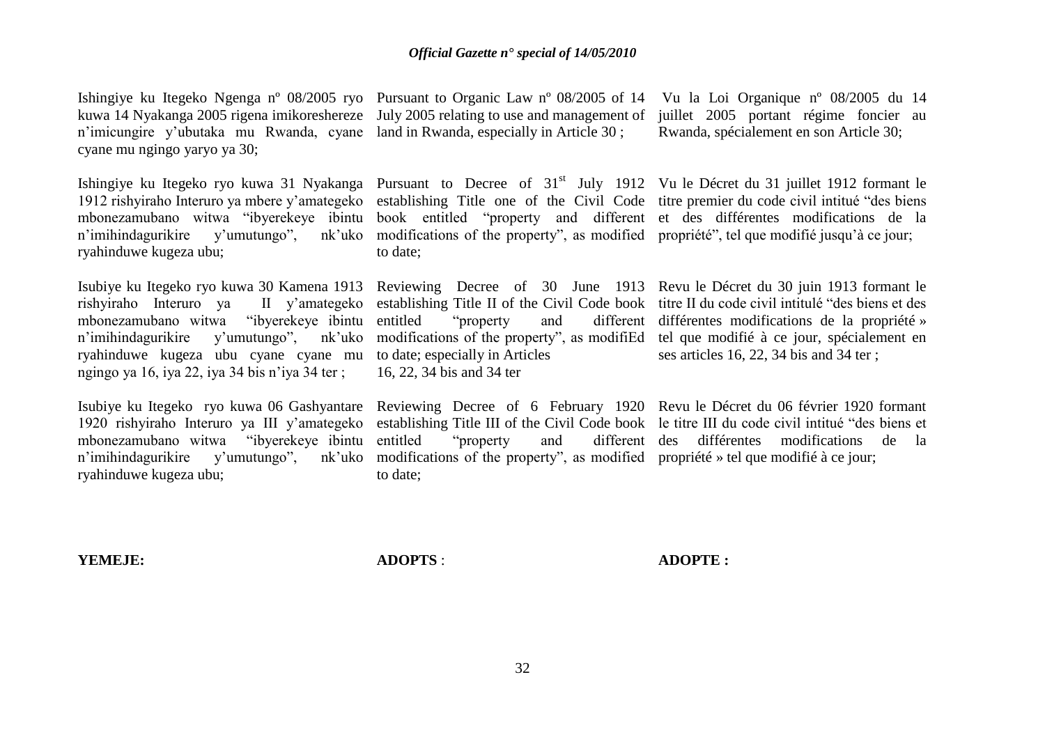Ishingiye ku Itegeko Ngenga nº 08/2005 ryo kuwa 14 Nyakanga 2005 rigena imikoreshereze n'imicungire y'ubutaka mu Rwanda, cyane cyane mu ngingo yaryo ya 30;

Ishingiye ku Itegeko ryo kuwa 31 Nyakanga 1912 rishyiraho Interuro ya mbere y'amategeko mbonezamubano witwa "ibyerekeye ibintu n'imihindagurikire y'umutungo", nk'uko ryahinduwe kugeza ubu;

Isubiye ku Itegeko ryo kuwa 30 Kamena 1913 rishyiraho Interuro ya II y'amategeko mbonezamubano witwa "ibyerekeye ibintu n'imihindagurikire y'umutungo", nk'uko ryahinduwe kugeza ubu cyane cyane mu ngingo ya 16, iya 22, iya 34 bis n'iya 34 ter ;

Isubiye ku Itegeko ryo kuwa 06 Gashyantare 1920 rishyiraho Interuro ya III y'amategeko mbonezamubano witwa "ibyerekeye ibintu n'imihindagurikire y'umutungo", nk'uko ryahinduwe kugeza ubu;

**YEMEJE:**

Pursuant to Organic Law nº 08/2005 of 14 July 2005 relating to use and management of land in Rwanda, especially in Article 30 ;

Pursuant to Decree of 31st July 1912 establishing Title one of the Civil Code book entitled "property and different modifications of the property", as modified to date;

Reviewing Decree of 30 June 1913 establishing Title II of the Civil Code book entitled "property and different modifications of the property", as modifiEd to date; especially in Articles 16, 22, 34 bis and 34 ter

Reviewing Decree of 6 February 1920 establishing Title III of the Civil Code book entitled "property and different modifications of the property", as modified to date;

**ADOPTS** :

Vu la Loi Organique nº 08/2005 du 14 juillet 2005 portant régime foncier au Rwanda, spécialement en son Article 30;

Vu le Décret du 31 juillet 1912 formant le titre premier du code civil intitué "des biens et des différentes modifications de la propriété", tel que modifié jusqu'à ce jour;

Revu le Décret du 30 juin 1913 formant le titre II du code civil intitulé "des biens et des différentes modifications de la propriété » tel que modifié à ce jour, spécialement en ses articles 16, 22, 34 bis and 34 ter ;

Revu le Décret du 06 février 1920 formant le titre III du code civil intitué "des biens et des différentes modifications de la propriété » tel que modifié à ce jour;

**ADOPTE :**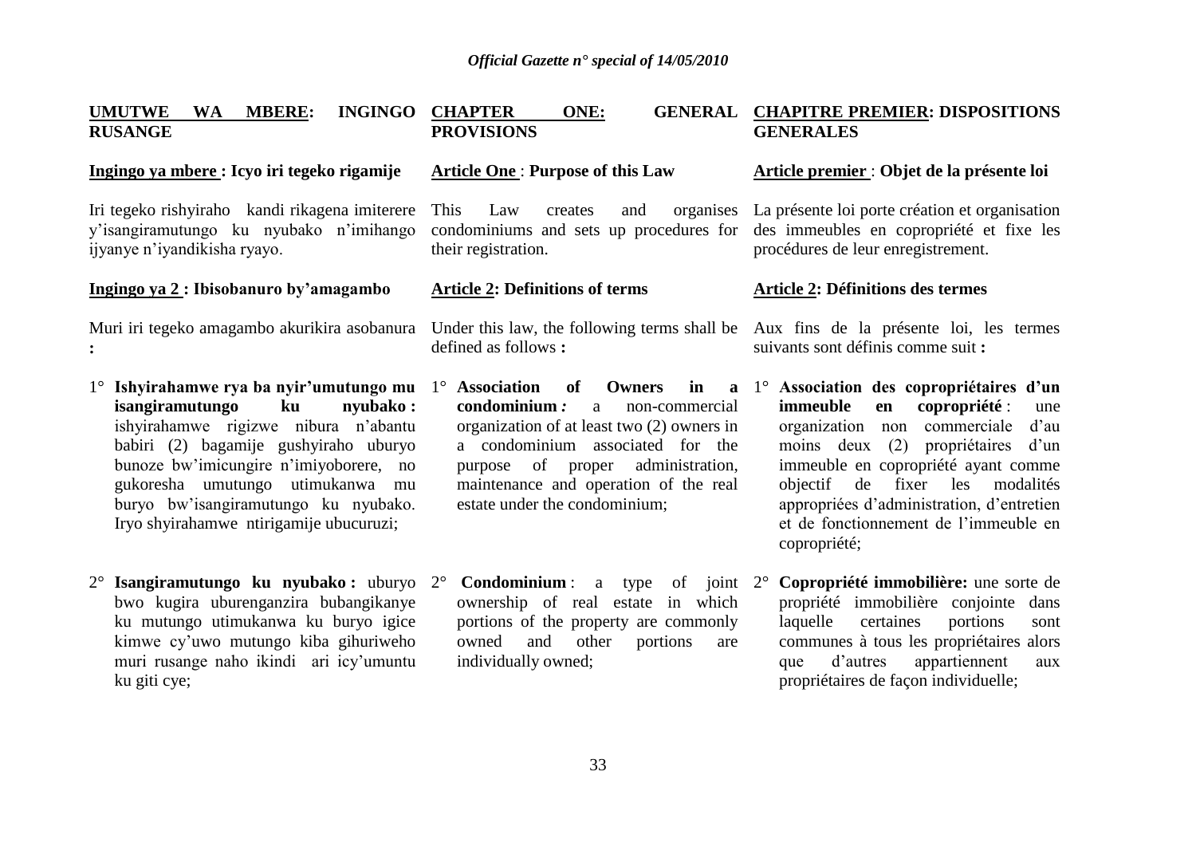**UMUTWE WA MBERE: INGINGO RUSANGE**

**Ingingo ya mbere : Icyo iri tegeko rigamije**

Iri tegeko rishyiraho kandi rikagena imiterere y'isangiramutungo ku nyubako n'imihango ijyanye n'iyandikisha ryayo.

**Ingingo ya 2 : Ibisobanuro by'amagambo**

Muri iri tegeko amagambo akurikira asobanura :

1° **Ishyirahamwe rya ba nyir'umutungo mu isangiramutungo ku nyubako :** ishyirahamwe rigizwe nibura n'abantu babiri (2) bagamije gushyiraho uburyo bunoze bw'imicungire n'imiyoborere, no gukoresha umutungo utimukanwa mu buryo bw'isangiramutungo ku nyubako. Iryo shyirahamwe ntirigamije ubucuruzi;

2° **Isangiramutungo ku nyubako :** uburyo bwo kugira uburenganzira bubangikanye ku mutungo utimukanwa ku buryo igice kimwe cy'uwo mutungo kiba gihuriweho muri rusange naho ikindi ari icy'umuntu ku giti cye;

**CHAPTER ONE: GENERAL PROVISIONS**

**Article One** : **Purpose of this Law**

This Law creates and organises condominiums and sets up procedures for their registration.

**Article 2: Definitions of terms**

Under this law, the following terms shall be defined as follows **:**

1° **Association of Owners in a condominium** *:* a non-commercial organization of at least two (2) owners in a condominium associated for the purpose of proper administration, maintenance and operation of the real estate under the condominium;

2° **Condominium** : a type of joint ownership of real estate in which portions of the property are commonly owned and other portions are individually owned;

**CHAPITRE PREMIER: DISPOSITIONS GENERALES**

**Article premier** : **Objet de la présente loi**

La présente loi porte création et organisation des immeubles en copropriété et fixe les procédures de leur enregistrement.

**Article 2: Définitions des termes**

Aux fins de la présente loi, les termes suivants sont définis comme suit **:**

1° **Association des copropriétaires d'un immeuble en copropriété** : une organization non commerciale d'au moins deux (2) propriétaires d'un immeuble en copropriété ayant comme objectif de fixer les modalités appropriées d'administration, d'entretien et de fonctionnement de l'immeuble en copropriété;

2° **Copropriété immobilière:** une sorte de propriété immobilière conjointe dans laquelle certaines portions sont communes à tous les propriétaires alors que d'autres appartiennent aux propriétaires de façon individuelle;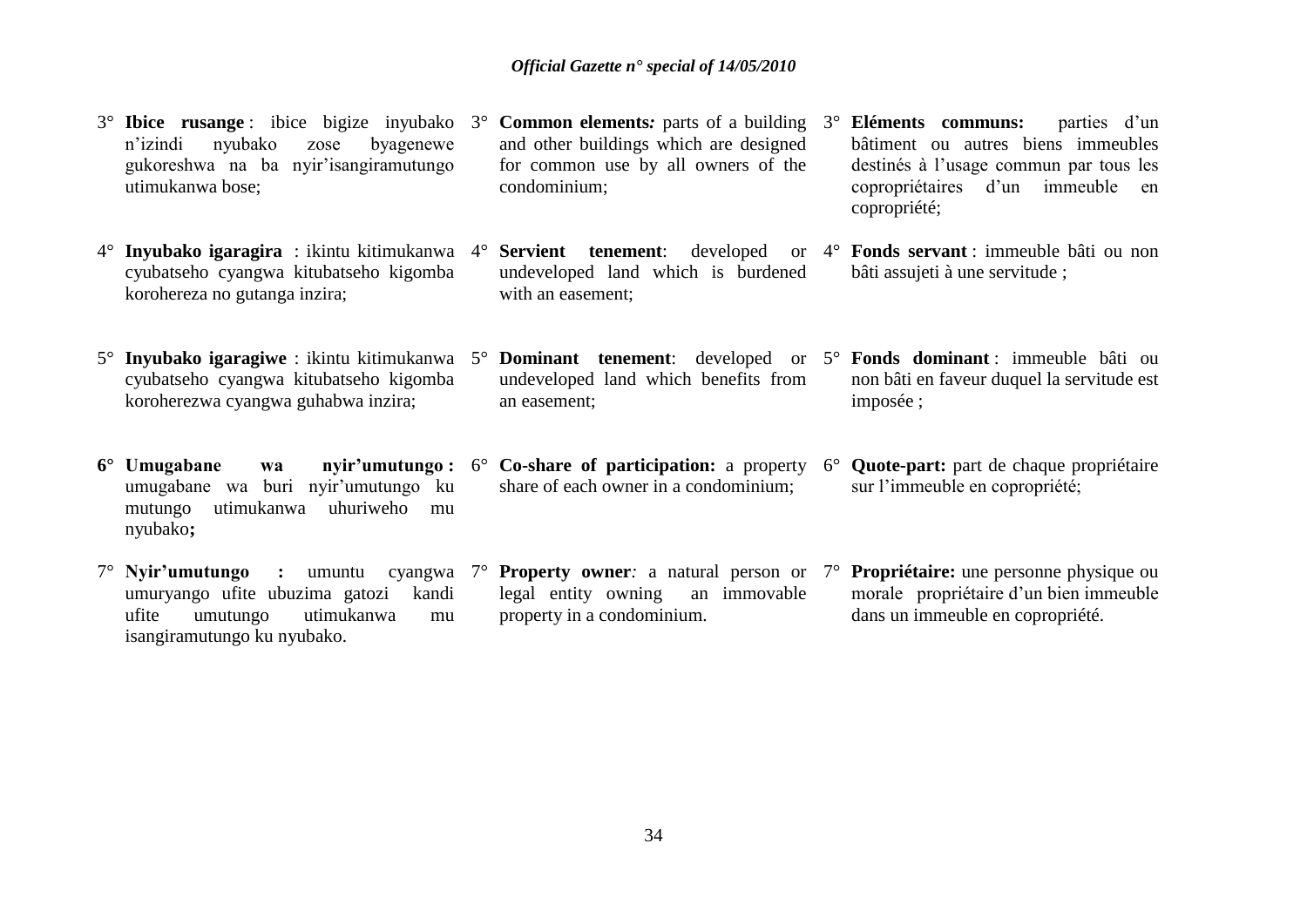3° **Ibice rusange** : ibice bigize inyubako n'izindi nyubako zose byagenewe gukoreshwa na ba nyir'isangiramutungo utimukanwa bose;

4° **Inyubako igaragira** : ikintu kitimukanwa cyubatseho cyangwa kitubatseho kigomba korohereza no gutanga inzira;

5° **Inyubako igaragiwe** : ikintu kitimukanwa cyubatseho cyangwa kitubatseho kigomba koroherezwa cyangwa guhabwa inzira;

**6° Umugabane wa nyir'umutungo :** umugabane wa buri nyir'umutungo ku mutungo utimukanwa uhuriweho mu nyubako**;**

7° **Nyir'umutungo :** umuntu cyangwa umuryango ufite ubuzima gatozi kandi ufite umutungo utimukanwa mu isangiramutungo ku nyubako.

3° **Common elements***:* parts of a building and other buildings which are designed for common use by all owners of the condominium;

4° **Servient tenement**: developed or undeveloped land which is burdened with an easement;

5° **Dominant tenement**: developed or undeveloped land which benefits from an easement;

6° **Co-share of participation:** a property share of each owner in a condominium;

7° **Property owner***:* a natural person or legal entity owning an immovable property in a condominium.

3° **Eléments communs:** parties d'un bâtiment ou autres biens immeubles destinés à l'usage commun par tous les copropriétaires d'un immeuble en copropriété;

4° **Fonds servant** : immeuble bâti ou non bâti assujeti à une servitude ;

5° **Fonds dominant** : immeuble bâti ou non bâti en faveur duquel la servitude est imposée ;

6° **Quote-part:** part de chaque propriétaire sur l'immeuble en copropriété;

7° **Propriétaire:** une personne physique ou morale propriétaire d'un bien immeuble dans un immeuble en copropriété.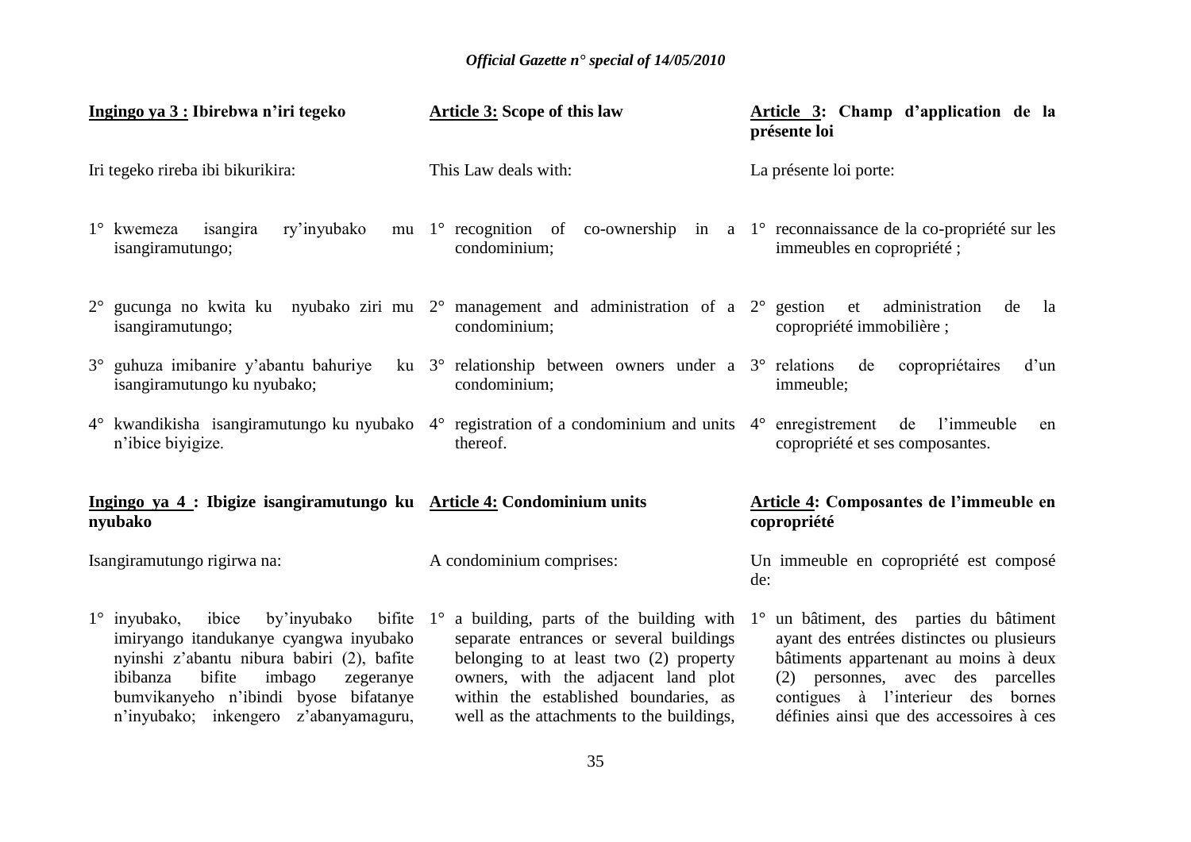**Ingingo ya 3 : Ibirebwa n'iri tegeko**

Iri tegeko rireba ibi bikurikira:

1° kwemeza isangira ry'inyubako mu isangiramutungo;

2° gucunga no kwita ku nyubako ziri mu isangiramutungo;

3° guhuza imibanire y'abantu bahuriye ku isangiramutungo ku nyubako;

4° kwandikisha isangiramutungo ku nyubako n'ibice biyigize.

**Ingingo ya 4 : Ibigize isangiramutungo ku nyubako**

Isangiramutungo rigirwa na:

1° inyubako, ibice by'inyubako bifite imiryango itandukanye cyangwa inyubako nyinshi z'abantu nibura babiri (2), bafite ibibanza bifite imbago zegeranye bumvikanyeho n'ibindi byose bifatanye n'inyubako; inkengero z'abanyamaguru,

**Article 3: Scope of this law**

This Law deals with:

1° recognition of co-ownership in a condominium;

2° management and administration of a condominium;

3° relationship between owners under a condominium;

4° registration of a condominium and units thereof.

**Article 4: Condominium units**

A condominium comprises:

1° a building, parts of the building with separate entrances or several buildings belonging to at least two (2) property owners, with the adjacent land plot within the established boundaries, as well as the attachments to the buildings,

**Article 3: Champ d'application de la présente loi**

La présente loi porte:

1° reconnaissance de la co-propriété sur les immeubles en copropriété ;

2° gestion et administration de la copropriété immobilière ;

3° relations de copropriétaires d'un immeuble;

4° enregistrement de l'immeuble en copropriété et ses composantes.

**Article 4: Composantes de l'immeuble en copropriété**

Un immeuble en copropriété est composé de:

1° un bâtiment, des parties du bâtiment ayant des entrées distinctes ou plusieurs bâtiments appartenant au moins à deux (2) personnes, avec des parcelles contigues à l'interieur des bornes définies ainsi que des accessoires à ces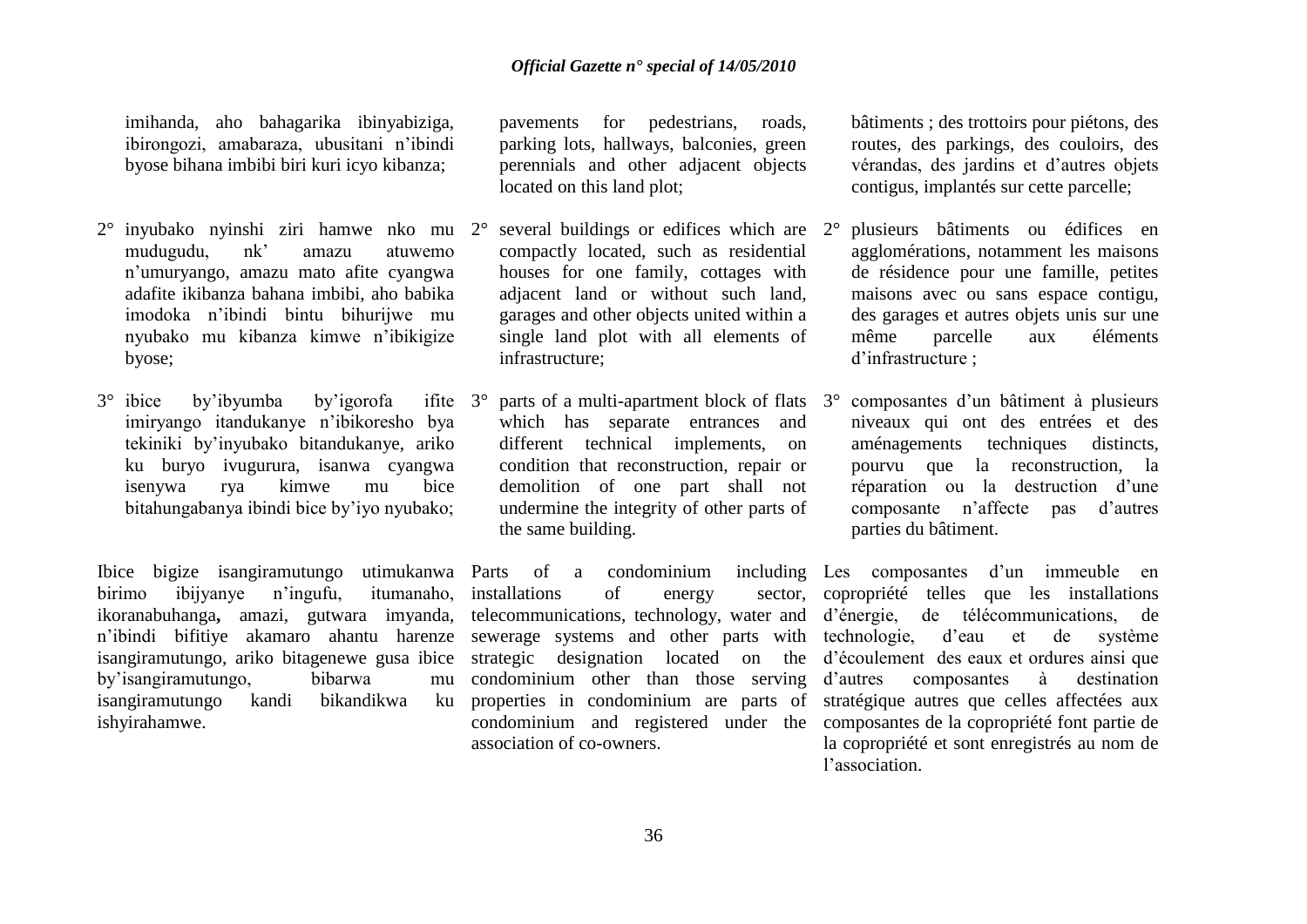imihanda, aho bahagarika ibinyabiziga, ibirongozi, amabaraza, ubusitani n'ibindi byose bihana imbibi biri kuri icyo kibanza;

2° inyubako nyinshi ziri hamwe nko mu mudugudu, nk' amazu atuwemo n'umuryango, amazu mato afite cyangwa adafite ikibanza bahana imbibi, aho babika imodoka n'ibindi bintu bihurijwe mu nyubako mu kibanza kimwe n'ibikigize byose;

3° ibice by'ibyumba by'igorofa ifite imiryango itandukanye n'ibikoresho bya tekiniki by'inyubako bitandukanye, ariko ku buryo ivugurura, isanwa cyangwa isenywa rya kimwe mu bice bitahungabanya ibindi bice by'iyo nyubako;

Ibice bigize isangiramutungo utimukanwa birimo ibijyanye n'ingufu, itumanaho, ikoranabuhanga**,** amazi, gutwara imyanda, n'ibindi bifitiye akamaro ahantu harenze isangiramutungo, ariko bitagenewe gusa ibice by'isangiramutungo, bibarwa mu isangiramutungo kandi bikandikwa ku ishyirahamwe.

pavements for pedestrians, roads, parking lots, hallways, balconies, green perennials and other adjacent objects located on this land plot;

2° several buildings or edifices which are compactly located, such as residential houses for one family, cottages with adjacent land or without such land, garages and other objects united within a single land plot with all elements of infrastructure;

3° parts of a multi-apartment block of flats which has separate entrances and different technical implements, on condition that reconstruction, repair or demolition of one part shall not undermine the integrity of other parts of the same building.

Parts of a condominium including installations of energy sector, telecommunications, technology, water and sewerage systems and other parts with strategic designation located on the condominium other than those serving properties in condominium are parts of condominium and registered under the association of co-owners.

bâtiments ; des trottoirs pour piétons, des routes, des parkings, des couloirs, des vérandas, des jardins et d'autres objets contigus, implantés sur cette parcelle;

2° plusieurs bâtiments ou édifices en agglomérations, notamment les maisons de résidence pour une famille, petites maisons avec ou sans espace contigu, des garages et autres objets unis sur une même parcelle aux éléments d'infrastructure ;

3° composantes d'un bâtiment à plusieurs niveaux qui ont des entrées et des aménagements techniques distincts, pourvu que la reconstruction, la réparation ou la destruction d'une composante n'affecte pas d'autres parties du bâtiment.

Les composantes d'un immeuble en copropriété telles que les installations d'énergie, de télécommunications, de technologie, d'eau et de système d'écoulement des eaux et ordures ainsi que d'autres composantes à destination stratégique autres que celles affectées aux composantes de la copropriété font partie de la copropriété et sont enregistrés au nom de l'association.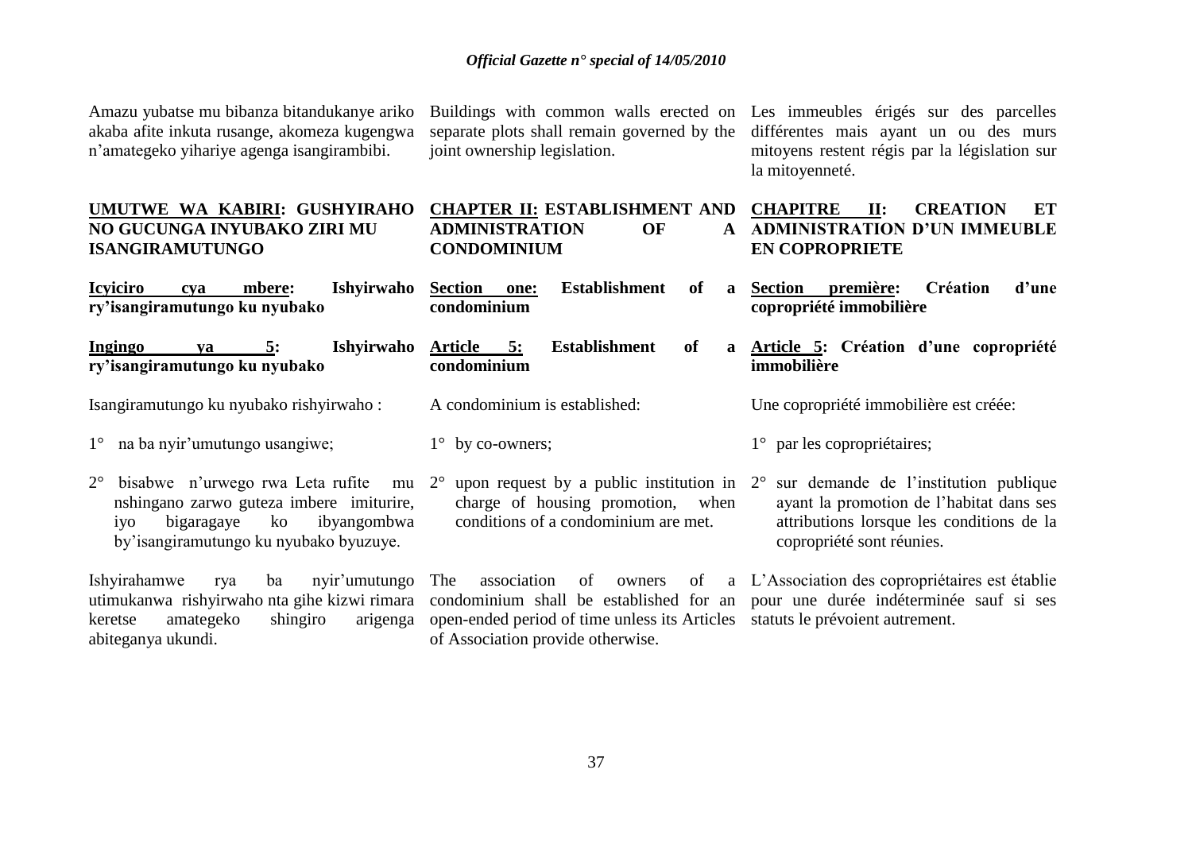Amazu yubatse mu bibanza bitandukanye ariko akaba afite inkuta rusange, akomeza kugengwa n'amategeko yihariye agenga isangirambibi.

Buildings with common walls erected on separate plots shall remain governed by the joint ownership legislation.

Les immeubles érigés sur des parcelles différentes mais ayant un ou des murs mitoyens restent régis par la législation sur la mitoyenneté.

## UMUTWE WA KABIRI: GUSHYIRAHO NO GUCUNGA INYUBAKO ZIRI MU ISANGIRAMUTUNGO

## CHAPTER II: ESTABLISHMENT AND ADMINISTRATION OF A CONDOMINIUM

## CHAPITRE II: CREATION ET ADMINISTRATION D'UN IMMEUBLE EN COPROPRIETE

### Icyiciro cya mbere: Ishyirwaho ry'isangiramutungo ku nyubako

### Section one: Establishment of a condominium

### Section première: Création d'une copropriété immobilière

**Ingingo ya 5: Ishyirwaho ry'isangiramutungo ku nyubako**

Isangiramutungo ku nyubako rishyirwaho :

1° na ba nyir'umutungo usangiwe;

2° bisabwe n'urwego rwa Leta rufite mu nshingano zarwo guteza imbere imiturire, iyo bigaragaye ko ibyangombwa by'isangiramutungo ku nyubako byuzuye.

Ishyirahamwe rya ba nyir'umutungo utimukanwa rishyirwaho nta gihe kizwi rimara keretse amategeko shingiro arigenga abiteganya ukundi.

**Article 5: Establishment of a condominium**

A condominium is established:

1° by co-owners;

2° upon request by a public institution in charge of housing promotion, when conditions of a condominium are met.

The association of owners of a condominium shall be established for an open-ended period of time unless its Articles of Association provide otherwise.

**Article 5: Création d'une copropriété immobilière**

Une copropriété immobilière est créée:

1° par les copropriétaires;

2° sur demande de l'institution publique ayant la promotion de l'habitat dans ses attributions lorsque les conditions de la copropriété sont réunies.

L'Association des copropriétaires est établie pour une durée indéterminée sauf si ses statuts le prévoient autrement.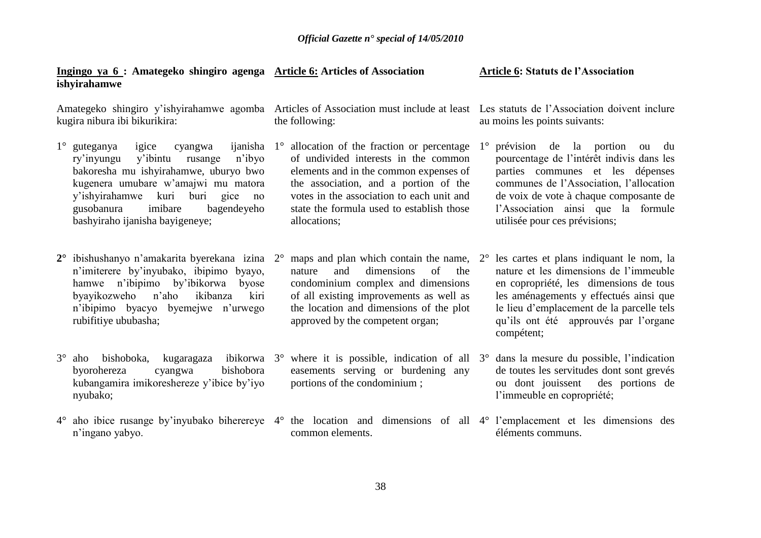**Ingingo ya 6 : Amategeko shingiro agenga ishyirahamwe**

Amategeko shingiro y'ishyirahamwe agomba kugira nibura ibi bikurikira:

1° guteganya igice cyangwa ijanisha ry'inyungu y'ibintu rusange n'ibyo bakoresha mu ishyirahamwe, uburyo bwo kugenera umubare w'amajwi mu matora y'ishyirahamwe kuri buri gice no gusobanura imibare bagendeyeho bashyiraho ijanisha bayigeneye;

**2°** ibishushanyo n'amakarita byerekana izina n'imiterere by'inyubako, ibipimo byayo, hamwe n'ibipimo by'ibikorwa byose byayikozweho n'aho ikibanza kiri n'ibipimo byacyo byemejwe n'urwego rubifitiye ububasha;

3° aho bishoboka, kugaragaza ibikorwa byorohereza cyangwa bishobora kubangamira imikoreshereze y'ibice by'iyo nyubako;

4° aho ibice rusange by'inyubako biherereye n'ingano yabyo.

**Article 6: Articles of Association**

Articles of Association must include at least the following:

1° allocation of the fraction or percentage of undivided interests in the common elements and in the common expenses of the association, and a portion of the votes in the association to each unit and state the formula used to establish those allocations;

2° maps and plan which contain the name, nature and dimensions of the condominium complex and dimensions of all existing improvements as well as the location and dimensions of the plot approved by the competent organ;

3° where it is possible, indication of all easements serving or burdening any portions of the condominium ;

4° the location and dimensions of all common elements.

**Article 6: Statuts de l'Association**

Les statuts de l'Association doivent inclure au moins les points suivants:

1° prévision de la portion ou du pourcentage de l'intérêt indivis dans les parties communes et les dépenses communes de l'Association, l'allocation de voix de vote à chaque composante de l'Association ainsi que la formule utilisée pour ces prévisions;

2° les cartes et plans indiquant le nom, la nature et les dimensions de l'immeuble en copropriété, les dimensions de tous les aménagements y effectués ainsi que le lieu d'emplacement de la parcelle tels qu'ils ont été approuvés par l'organe compétent;

3° dans la mesure du possible, l'indication de toutes les servitudes dont sont grevés ou dont jouissent des portions de l'immeuble en copropriété;

4° l'emplacement et les dimensions des éléments communs.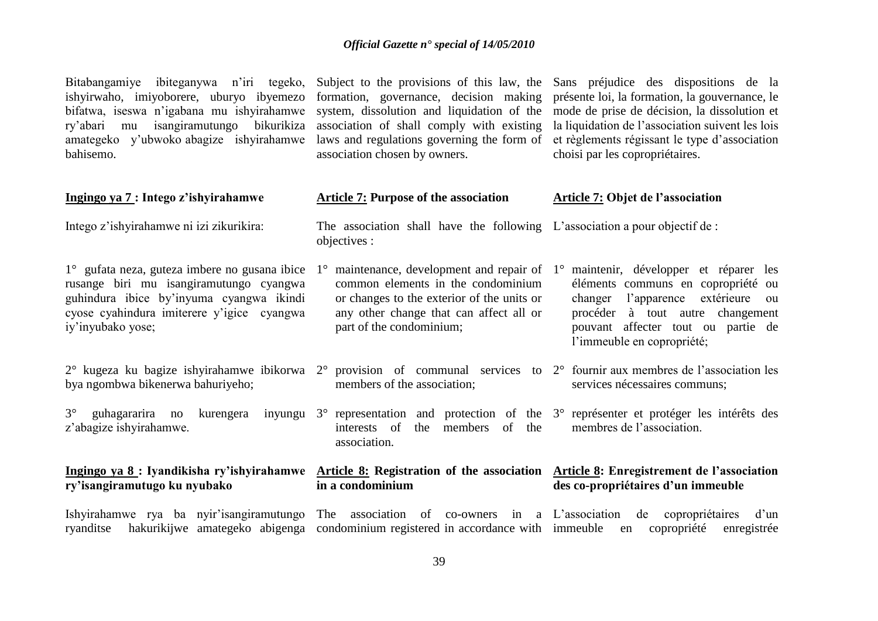Bitabangamiye ibiteganywa n'iri tegeko, ishyirwaho, imiyoborere, uburyo ibyemezo bifatwa, iseswa n'igabana mu ishyirahamwe ry'abari mu isangiramutungo bikurikiza amategeko y'ubwoko abagize ishyirahamwe bahisemo.

Subject to the provisions of this law, the formation, governance, decision making system, dissolution and liquidation of the association of shall comply with existing laws and regulations governing the form of association chosen by owners.

Sans préjudice des dispositions de la présente loi, la formation, la gouvernance, le mode de prise de décision, la dissolution et la liquidation de l'association suivent les lois et règlements régissant le type d'association choisi par les copropriétaires.

**Ingingo ya 7 : Intego z'ishyirahamwe**

Intego z'ishyirahamwe ni izi zikurikira:

1° gufata neza, guteza imbere no gusana ibice rusange biri mu isangiramutungo cyangwa guhindura ibice by'inyuma cyangwa ikindi cyose cyahindura imiterere y'igice cyangwa iy'inyubako yose;

2° kugeza ku bagize ishyirahamwe ibikorwa bya ngombwa bikenerwa bahuriyeho;

3° guhagararira no kurengera inyungu z'abagize ishyirahamwe.

**Article 7: Purpose of the association**

The association shall have the following objectives :

1° maintenance, development and repair of common elements in the condominium or changes to the exterior of the units or any other change that can affect all or part of the condominium;

2° provision of communal services to members of the association;

3° representation and protection of the interests of the members of the association.

**Article 7: Objet de l'association**

L'association a pour objectif de :

1° maintenir, développer et réparer les éléments communs en copropriété ou changer l'apparence extérieure ou procéder à tout autre changement pouvant affecter tout ou partie de l'immeuble en copropriété;

2° fournir aux membres de l'association les services nécessaires communs;

3° représenter et protéger les intérêts des membres de l'association.

**Ingingo ya 8 : Iyandikisha ry'ishyirahamwe ry'isangiramutugo ku nyubako**

Ishyirahamwe rya ba nyir'isangiramutungo ryanditse hakurikijwe amategeko abigenga

**Article 8: Registration of the association in a condominium**

The association of co-owners in a condominium registered in accordance with

**Article 8: Enregistrement de l'association des co-propriétaires d'un immeuble**

L'association de copropriétaires d'un immeuble en copropriété enregistrée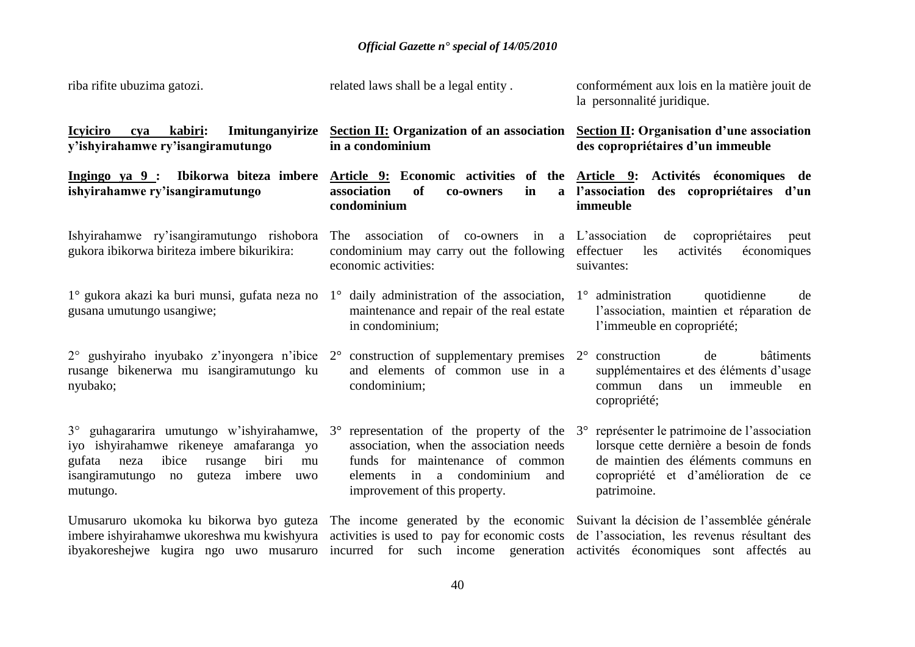riba rifite ubuzima gatozi.

**Icyiciro cya kabiri: Imitunganyirize y'ishyirahamwe ry'isangiramutungo**

**Ingingo ya 9 : Ibikorwa biteza imbere ishyirahamwe ry'isangiramutungo**

Ishyirahamwe ry'isangiramutungo rishobora gukora ibikorwa biriteza imbere bikurikira:

1° gukora akazi ka buri munsi, gufata neza no gusana umutungo usangiwe;

2° gushyiraho inyubako z'inyongera n'ibice rusange bikenerwa mu isangiramutungo ku nyubako;

3° guhagararira umutungo w'ishyirahamwe, iyo ishyirahamwe rikeneye amafaranga yo gufata neza ibice rusange biri mu isangiramutungo no guteza imbere uwo mutungo.

Umusaruro ukomoka ku bikorwa byo guteza imbere ishyirahamwe ukoreshwa mu kwishyura ibyakoreshejwe kugira ngo uwo musaruro

related laws shall be a legal entity .

**Section II: Organization of an association in a condominium**

**Article 9: Economic activities of the association of co-owners in a condominium**

The association of co-owners in a condominium may carry out the following economic activities:

1° daily administration of the association, maintenance and repair of the real estate in condominium;

2° construction of supplementary premises and elements of common use in a condominium;

3° representation of the property of the association, when the association needs funds for maintenance of common elements in a condominium and improvement of this property.

The income generated by the economic activities is used to pay for economic costs incurred for such income generation

conformément aux lois en la matière jouit de la personnalité juridique.

**Section II: Organisation d'une association des copropriétaires d'un immeuble**

**Article 9: Activités économiques de l'association des copropriétaires d'un immeuble**

L'association de copropriétaires peut effectuer les activités économiques suivantes:

1° administration quotidienne de l'association, maintien et réparation de l'immeuble en copropriété;

2° construction de bâtiments supplémentaires et des éléments d'usage commun dans un immeuble en copropriété;

3° représenter le patrimoine de l'association lorsque cette dernière a besoin de fonds de maintien des éléments communs en copropriété et d'amélioration de ce patrimoine.

Suivant la décision de l'assemblée générale de l'association, les revenus résultant des activités économiques sont affectés au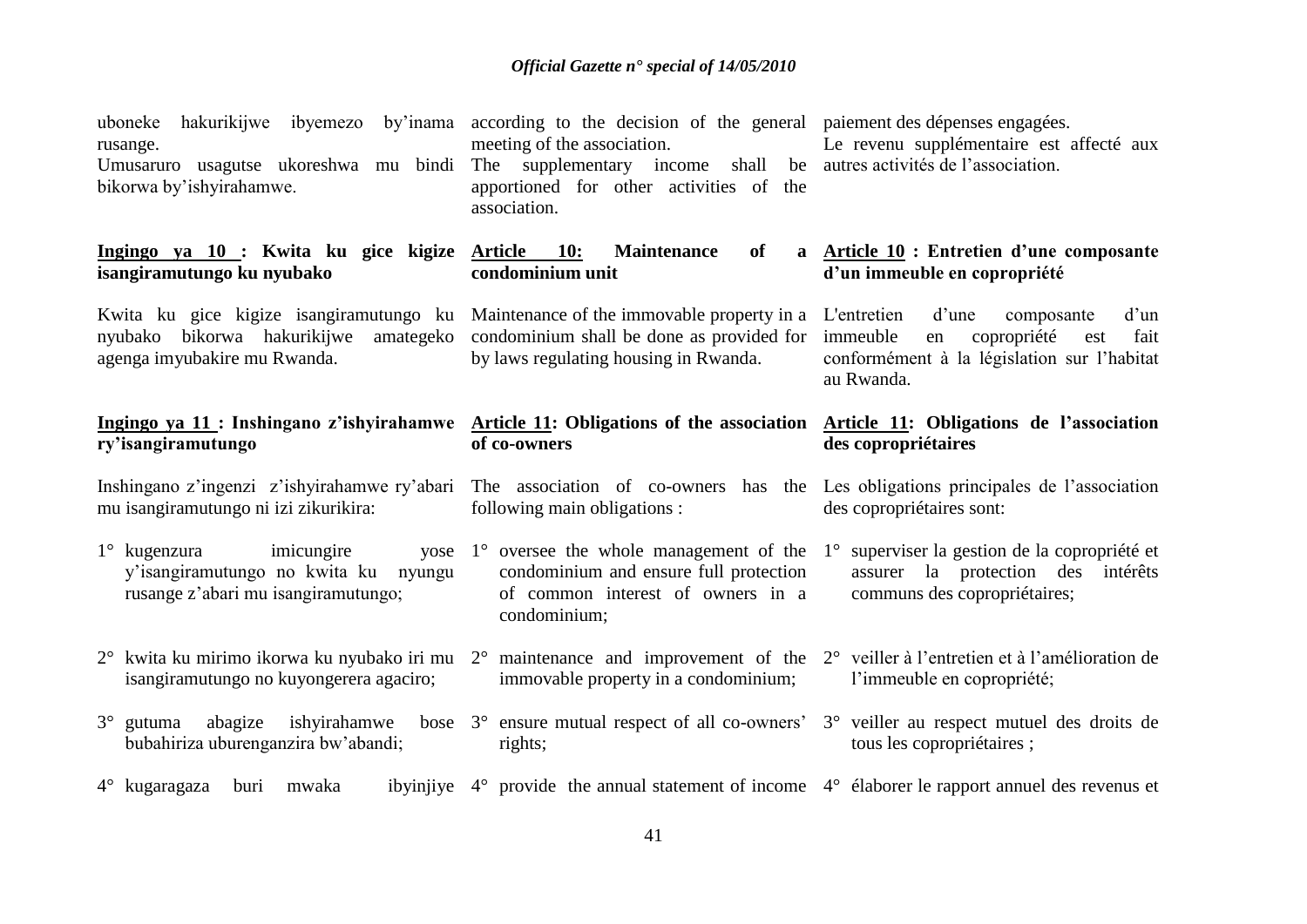uboneke hakurikijwe ibyemezo by'inama rusange.

Umusaruro usagutse ukoreshwa mu bindi bikorwa by'ishyirahamwe.

**Ingingo ya 10 : Kwita ku gice kigize isangiramutungo ku nyubako**

Kwita ku gice kigize isangiramutungo ku nyubako bikorwa hakurikijwe amategeko agenga imyubakire mu Rwanda.

**Ingingo ya 11 : Inshingano z'ishyirahamwe ry'isangiramutungo**

Inshingano z'ingenzi z'ishyirahamwe ry'abari mu isangiramutungo ni izi zikurikira:

1° kugenzura imicungire yose y'isangiramutungo no kwita ku nyungu rusange z'abari mu isangiramutungo;

2° kwita ku mirimo ikorwa ku nyubako iri mu isangiramutungo no kuyongerera agaciro;

3° gutuma abagize ishyirahamwe bose bubahiriza uburenganzira bw'abandi;

4° kugaragaza buri mwaka ibyinjiye

according to the decision of the general meeting of the association.

The supplementary income shall be apportioned for other activities of the association.

**Article 10: Maintenance of a condominium unit**

Maintenance of the immovable property in a condominium shall be done as provided for by laws regulating housing in Rwanda.

**Article 11: Obligations of the association of co-owners**

The association of co-owners has the following main obligations :

1° oversee the whole management of the condominium and ensure full protection of common interest of owners in a condominium;

2° maintenance and improvement of the immovable property in a condominium;

3° ensure mutual respect of all co-owners' rights;

4° provide the annual statement of income

paiement des dépenses engagées.

Le revenu supplémentaire est affecté aux autres activités de l'association.

**Article 10 : Entretien d'une composante d'un immeuble en copropriété**

L'entretien d'une composante d'un immeuble en copropriété est fait conformément à la législation sur l'habitat au Rwanda.

**Article 11: Obligations de l'association des copropriétaires**

Les obligations principales de l'association des copropriétaires sont:

1° superviser la gestion de la copropriété et assurer la protection des intérêts communs des copropriétaires;

2° veiller à l'entretien et à l'amélioration de l'immeuble en copropriété;

3° veiller au respect mutuel des droits de tous les copropriétaires ;

4° élaborer le rapport annuel des revenus et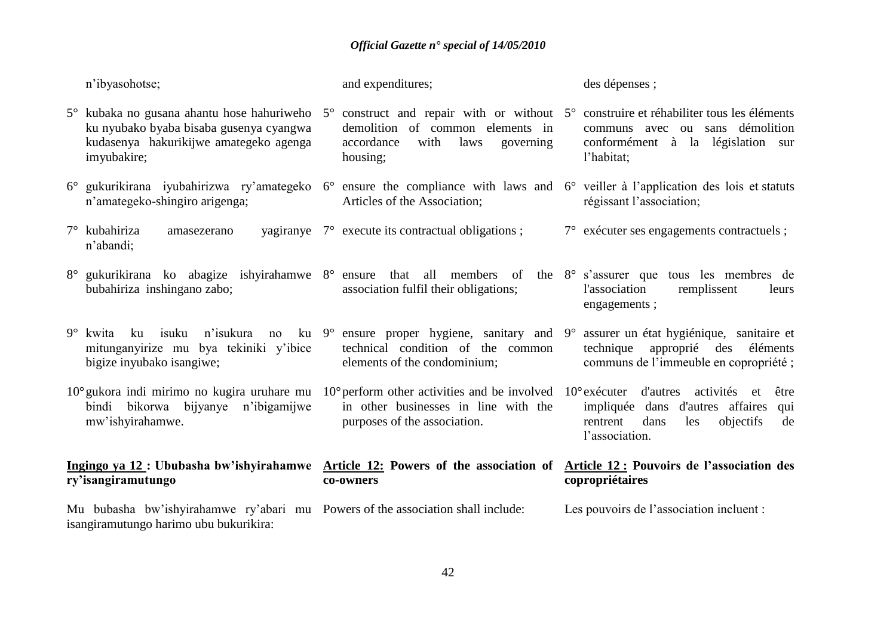n'ibyasohotse;

5° kubaka no gusana ahantu hose hahuriweho ku nyubako byaba bisaba gusenya cyangwa kudasenya hakurikijwe amategeko agenga imyubakire;

6° gukurikirana iyubahirizwa ry'amategeko n'amategeko-shingiro arigenga;

7° kubahiriza amasezerano yagiranye n'abandi;

8° gukurikirana ko abagize ishyirahamwe bubahiriza inshingano zabo;

9° kwita ku isuku n'isukura no ku mitunganyirize mu bya tekiniki y'ibice bigize inyubako isangiwe;

10° gukora indi mirimo no kugira uruhare mu bindi bikorwa bijyanye n'ibigamijwe mw'ishyirahamwe.

**Ingingo ya 12 : Ububasha bw'ishyirahamwe ry'isangiramutungo**

Mu bubasha bw'ishyirahamwe ry'abari mu isangiramutungo harimo ubu bukurikira:

and expenditures;

5° construct and repair with or without demolition of common elements in accordance with laws governing housing;

6° ensure the compliance with laws and Articles of the Association;

7° execute its contractual obligations ;

8° ensure that all members of the association fulfil their obligations;

9° ensure proper hygiene, sanitary and technical condition of the common elements of the condominium;

10° perform other activities and be involved in other businesses in line with the purposes of the association.

**Article 12: Powers of the association of co-owners**

Powers of the association shall include:

des dépenses ;

5° construire et réhabiliter tous les éléments communs avec ou sans démolition conformément à la législation sur l'habitat;

6° veiller à l'application des lois et statuts régissant l'association;

7° exécuter ses engagements contractuels ;

8° s'assurer que tous les membres de l'association remplissent leurs engagements ;

9° assurer un état hygiénique, sanitaire et technique approprié des éléments communs de l'immeuble en copropriété ;

10° exécuter d'autres activités et être impliquée dans d'autres affaires qui rentrent dans les objectifs de l'association.

**Article 12 : Pouvoirs de l'association des copropriétaires**

Les pouvoirs de l'association incluent :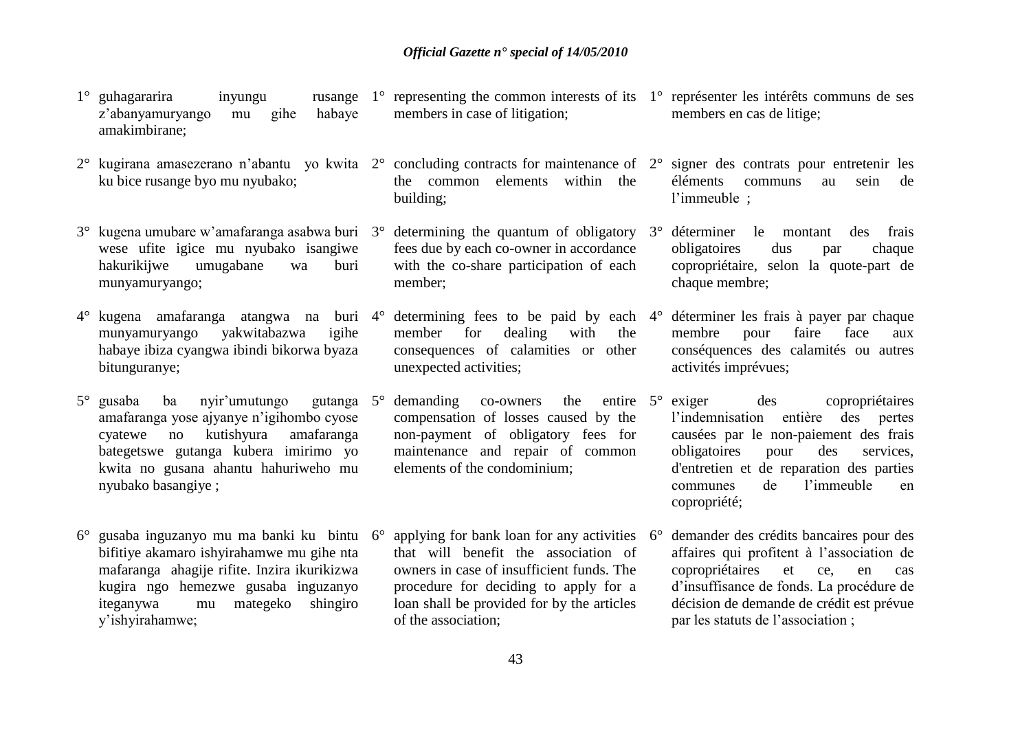1° guhagararira inyungu rusange z'abanyamuryango mu gihe habaye amakimbirane;

2° kugirana amasezerano n'abantu yo kwita ku bice rusange byo mu nyubako;

3° kugena umubare w'amafaranga asabwa buri wese ufite igice mu nyubako isangiwe hakurikijwe umugabane wa buri munyamuryango;

4° kugena amafaranga atangwa na buri munyamuryango yakwitabazwa igihe habaye ibiza cyangwa ibindi bikorwa byaza bitunguranye;

5° gusaba ba nyir'umutungo gutanga amafaranga yose ajyanye n'igihombo cyose cyatewe no kutishyura amafaranga bategetswe gutanga kubera imirimo yo kwita no gusana ahantu hahuriweho mu nyubako basangiye ;

6° gusaba inguzanyo mu ma banki ku bintu bifitiye akamaro ishyirahamwe mu gihe nta mafaranga ahagije rifite. Inzira ikurikizwa kugira ngo hemezwe gusaba inguzanyo iteganywa mu mategeko shingiro y'ishyirahamwe;

1° representing the common interests of its members in case of litigation;

2° concluding contracts for maintenance of the common elements within the building;

3° determining the quantum of obligatory fees due by each co-owner in accordance with the co-share participation of each member;

4° determining fees to be paid by each member for dealing with the consequences of calamities or other unexpected activities;

5° demanding co-owners the entire compensation of losses caused by the non-payment of obligatory fees for maintenance and repair of common elements of the condominium;

6° applying for bank loan for any activities that will benefit the association of owners in case of insufficient funds. The procedure for deciding to apply for a loan shall be provided for by the articles of the association;

1° représenter les intérêts communs de ses members en cas de litige;

2° signer des contrats pour entretenir les éléments communs au sein de l'immeuble ;

3° déterminer le montant des frais obligatoires dus par chaque copropriétaire, selon la quote-part de chaque membre;

4° déterminer les frais à payer par chaque membre pour faire face aux conséquences des calamités ou autres activités imprévues;

5° exiger des copropriétaires l'indemnisation entière des pertes causées par le non-paiement des frais obligatoires pour des services, d'entretien et de reparation des parties communes de l'immeuble en copropriété;

6° demander des crédits bancaires pour des affaires qui profitent à l'association de copropriétaires et ce, en cas d'insuffisance de fonds. La procédure de décision de demande de crédit est prévue par les statuts de l'association ;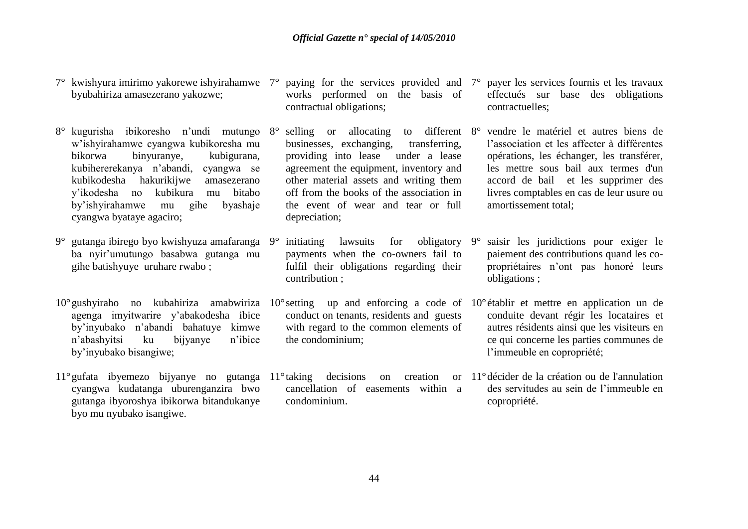7° kwishyura imirimo yakorewe ishyirahamwe byubahiriza amasezerano yakozwe;

8° kugurisha ibikoresho n'undi mutungo w'ishyirahamwe cyangwa kubikoresha mu bikorwa binyuranye, kubigurana, kubihererekanya n'abandi, cyangwa se kubikodesha hakurikijwe amasezerano y'ikodesha no kubikura mu bitabo by'ishyirahamwe mu gihe byashaje cyangwa byataye agaciro;

9° gutanga ibirego byo kwishyuza amafaranga ba nyir'umutungo basabwa gutanga mu gihe batishyuye uruhare rwabo ;

10° gushyiraho no kubahiriza amabwiriza agenga imyitwarire y'abakodesha ibice by'inyubako n'abandi bahatuye kimwe n'abashyitsi ku bijyanye n'ibice by'inyubako bisangiwe;

11° gufata ibyemezo bijyanye no gutanga cyangwa kudatanga uburenganzira bwo gutanga ibyoroshya ibikorwa bitandukanye byo mu nyubako isangiwe.

7° paying for the services provided and works performed on the basis of contractual obligations;

8° selling or allocating to different businesses, exchanging, transferring, providing into lease under a lease agreement the equipment, inventory and other material assets and writing them off from the books of the association in the event of wear and tear or full depreciation;

9° initiating lawsuits for obligatory payments when the co-owners fail to fulfil their obligations regarding their contribution ;

10° setting up and enforcing a code of conduct on tenants, residents and guests with regard to the common elements of the condominium;

11° taking decisions on creation or cancellation of easements within a condominium.

7° payer les services fournis et les travaux effectués sur base des obligations contractuelles;

8° vendre le matériel et autres biens de l'association et les affecter à différentes opérations, les échanger, les transférer, les mettre sous bail aux termes d'un accord de bail et les supprimer des livres comptables en cas de leur usure ou amortissement total;

9° saisir les juridictions pour exiger le paiement des contributions quand les co-propriétaires n'ont pas honoré leurs obligations ;

10° établir et mettre en application un de conduite devant régir les locataires et autres résidents ainsi que les visiteurs en ce qui concerne les parties communes de l'immeuble en copropriété;

11° décider de la création ou de l'annulation des servitudes au sein de l'immeuble en copropriété.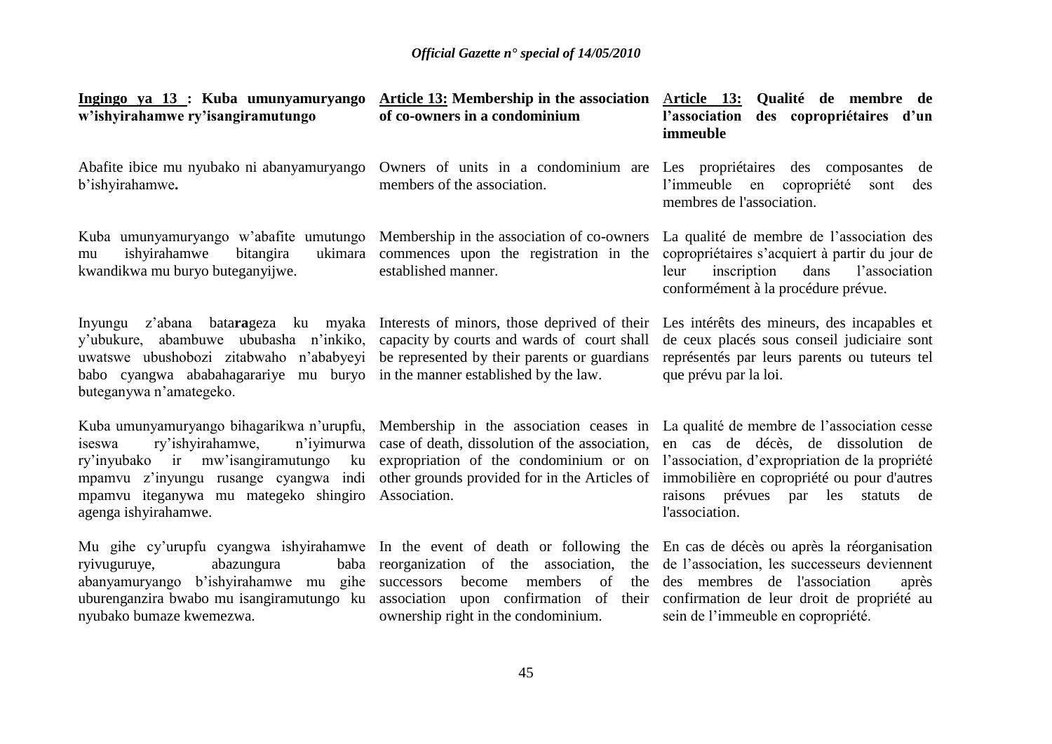**Ingingo ya 13 : Kuba umunyamuryango w'ishyirahamwe ry'isangiramutungo**

Abafite ibice mu nyubako ni abanyamuryango b'ishyirahamwe**.**

Kuba umunyamuryango w'abafite umutungo mu ishyirahamwe bitangira ukimara kwandikwa mu buryo buteganyijwe.

Inyungu z'abana bata**ra**geza ku myaka y'ubukure, abambuwe ububasha n'inkiko, uwatswe ubushobozi zitabwaho n'ababyeyi babo cyangwa ababahagarariye mu buryo buteganywa n'amategeko.

Kuba umunyamuryango bihagarikwa n'urupfu, iseswa ry'ishyirahamwe, n'iyimurwa ry'inyubako ir mw'isangiramutungo ku mpamvu z'inyungu rusange cyangwa indi mpamvu iteganywa mu mategeko shingiro agenga ishyirahamwe.

Mu gihe cy'urupfu cyangwa ishyirahamwe ryivuguruye, abazungura baba abanyamuryango b'ishyirahamwe mu gihe uburenganzira bwabo mu isangiramutungo ku nyubako bumaze kwemezwa.

**Article 13: Membership in the association of co-owners in a condominium**

Owners of units in a condominium are members of the association.

Membership in the association of co-owners commences upon the registration in the established manner.

Interests of minors, those deprived of their capacity by courts and wards of court shall be represented by their parents or guardians in the manner established by the law.

Membership in the association ceases in case of death, dissolution of the association, expropriation of the condominium or on other grounds provided for in the Articles of Association.

In the event of death or following the reorganization of the association, the successors become members of the association upon confirmation of their ownership right in the condominium.

**Article 13: Qualité de membre de l'association des copropriétaires d'un immeuble**

Les propriétaires des composantes de l'immeuble en copropriété sont des membres de l'association.

La qualité de membre de l'association des copropriétaires s'acquiert à partir du jour de leur inscription dans l'association conformément à la procédure prévue.

Les intérêts des mineurs, des incapables et de ceux placés sous conseil judiciaire sont représentés par leurs parents ou tuteurs tel que prévu par la loi.

La qualité de membre de l'association cesse en cas de décès, de dissolution de l'association, d'expropriation de la propriété immobilière en copropriété ou pour d'autres raisons prévues par les statuts de l'association.

En cas de décès ou après la réorganisation de l'association, les successeurs deviennent des membres de l'association après confirmation de leur droit de propriété au sein de l'immeuble en copropriété.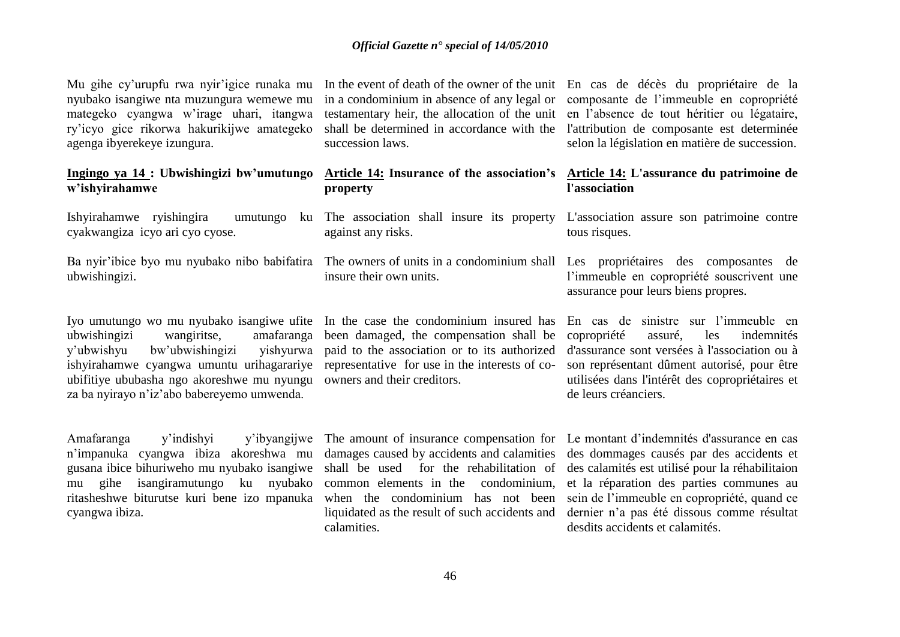Mu gihe cy'urupfu rwa nyir'igice runaka mu nyubako isangiwe nta muzungura wemewe mu mategeko cyangwa w'irage uhari, itangwa ry'icyo gice rikorwa hakurikijwe amategeko agenga ibyerekeye izungura.

### Ingingo ya 14 : Ubwishingizi bw'umutungo w'ishyirahamwe

Ishyirahamwe ryishingira umutungo ku cyakwangiza icyo ari cyo cyose.

Ba nyir'ibice byo mu nyubako nibo babifatira ubwishingizi.

Iyo umutungo wo mu nyubako isangiwe ufite ubwishingizi wangiritse, amafaranga y'ubwishyu bw'ubwishingizi yishyurwa ishyirahamwe cyangwa umuntu urihagarariye ubifitiye ububasha ngo akoreshwe mu nyungu za ba nyirayo n'iz'abo babereyemo umwenda.

Amafaranga y'indishyi y'ibyangijwe n'impanuka cyangwa ibiza akoreshwa mu gusana ibice bihuriweho mu nyubako isangiwe mu gihe isangiramutungo ku nyubako ritasheshwe biturutse kuri bene izo mpanuka cyangwa ibiza.

In the event of death of the owner of the unit in a condominium in absence of any legal or testamentary heir, the allocation of the unit shall be determined in accordance with the succession laws.

### Article 14: Insurance of the association's property

The association shall insure its property against any risks.

The owners of units in a condominium shall insure their own units.

In the case the condominium insured has been damaged, the compensation shall be paid to the association or to its authorized representative for use in the interests of co-owners and their creditors.

The amount of insurance compensation for damages caused by accidents and calamities shall be used for the rehabilitation of common elements in the condominium, when the condominium has not been liquidated as the result of such accidents and calamities.

En cas de décès du propriétaire de la composante de l'immeuble en copropriété en l'absence de tout héritier ou légataire, l'attribution de composante est determinée selon la législation en matière de succession.

### Article 14: L'assurance du patrimoine de l'association

L'association assure son patrimoine contre tous risques.

Les propriétaires des composantes de l'immeuble en copropriété souscrivent une assurance pour leurs biens propres.

En cas de sinistre sur l'immeuble en copropriété assuré, les indemnités d'assurance sont versées à l'association ou à son représentant dûment autorisé, pour être utilisées dans l'intérêt des copropriétaires et de leurs créanciers.

Le montant d'indemnités d'assurance en cas des dommages causés par des accidents et des calamités est utilisé pour la réhabilitaion et la réparation des parties communes au sein de l'immeuble en copropriété, quand ce dernier n'a pas été dissous comme résultat desdits accidents et calamités.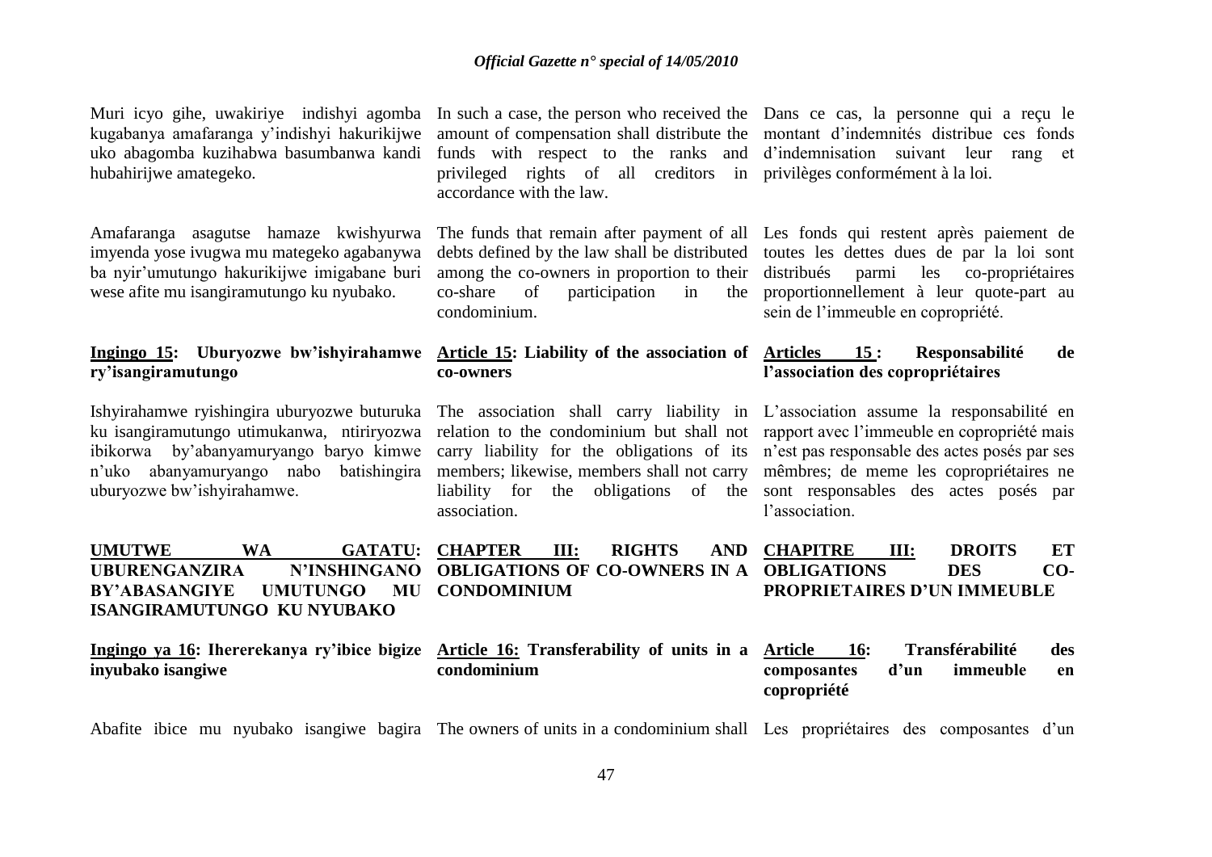Muri icyo gihe, uwakiriye indishyi agomba kugabanya amafaranga y'indishyi hakurikijwe uko abagomba kuzihabwa basumbanwa kandi hubahirijwe amategeko.

Amafaranga asagutse hamaze kwishyurwa imyenda yose ivugwa mu mategeko agabanywa ba nyir'umutungo hakurikijwe imigabane buri wese afite mu isangiramutungo ku nyubako.

**Ingingo 15: Uburyozwe bw'ishyirahamwe ry'isangiramutungo**

Ishyirahamwe ryishingira uburyozwe buturuka ku isangiramutungo utimukanwa, ntiriryozwa ibikorwa by'abanyamuryango baryo kimwe n'uko abanyamuryango nabo batishingira uburyozwe bw'ishyirahamwe.

**UMUTWE WA GATATU: UBURENGANZIRA N'INSHINGANO BY'ABASANGIYE UMUTUNGO MU ISANGIRAMUTUNGO KU NYUBAKO**

**Ingingo ya 16: Ihererekanya ry'ibice bigize inyubako isangiwe**

Abafite ibice mu nyubako isangiwe bagira

In such a case, the person who received the amount of compensation shall distribute the funds with respect to the ranks and privileged rights of all creditors in accordance with the law.

The funds that remain after payment of all debts defined by the law shall be distributed among the co-owners in proportion to their co-share of participation in the condominium.

**Article 15: Liability of the association of co-owners**

The association shall carry liability in relation to the condominium but shall not carry liability for the obligations of its members; likewise, members shall not carry liability for the obligations of the association.

**CHAPTER III: RIGHTS AND OBLIGATIONS OF CO-OWNERS IN A CONDOMINIUM**

**Article 16: Transferability of units in a condominium**

The owners of units in a condominium shall

Dans ce cas, la personne qui a reçu le montant d'indemnités distribue ces fonds d'indemnisation suivant leur rang et privilèges conformément à la loi.

Les fonds qui restent après paiement de toutes les dettes dues de par la loi sont distribués parmi les co-propriétaires proportionnellement à leur quote-part au sein de l'immeuble en copropriété.

**Articles 15 : Responsabilité de l'association des copropriétaires**

L'association assume la responsabilité en rapport avec l'immeuble en copropriété mais n'est pas responsable des actes posés par ses mêmbres; de meme les copropriétaires ne sont responsables des actes posés par l'association.

**CHAPITRE III: DROITS ET OBLIGATIONS DES CO-PROPRIETAIRES D'UN IMMEUBLE**

**Article 16: Transférabilité des composantes d'un immeuble en copropriété**

Les propriétaires des composantes d'un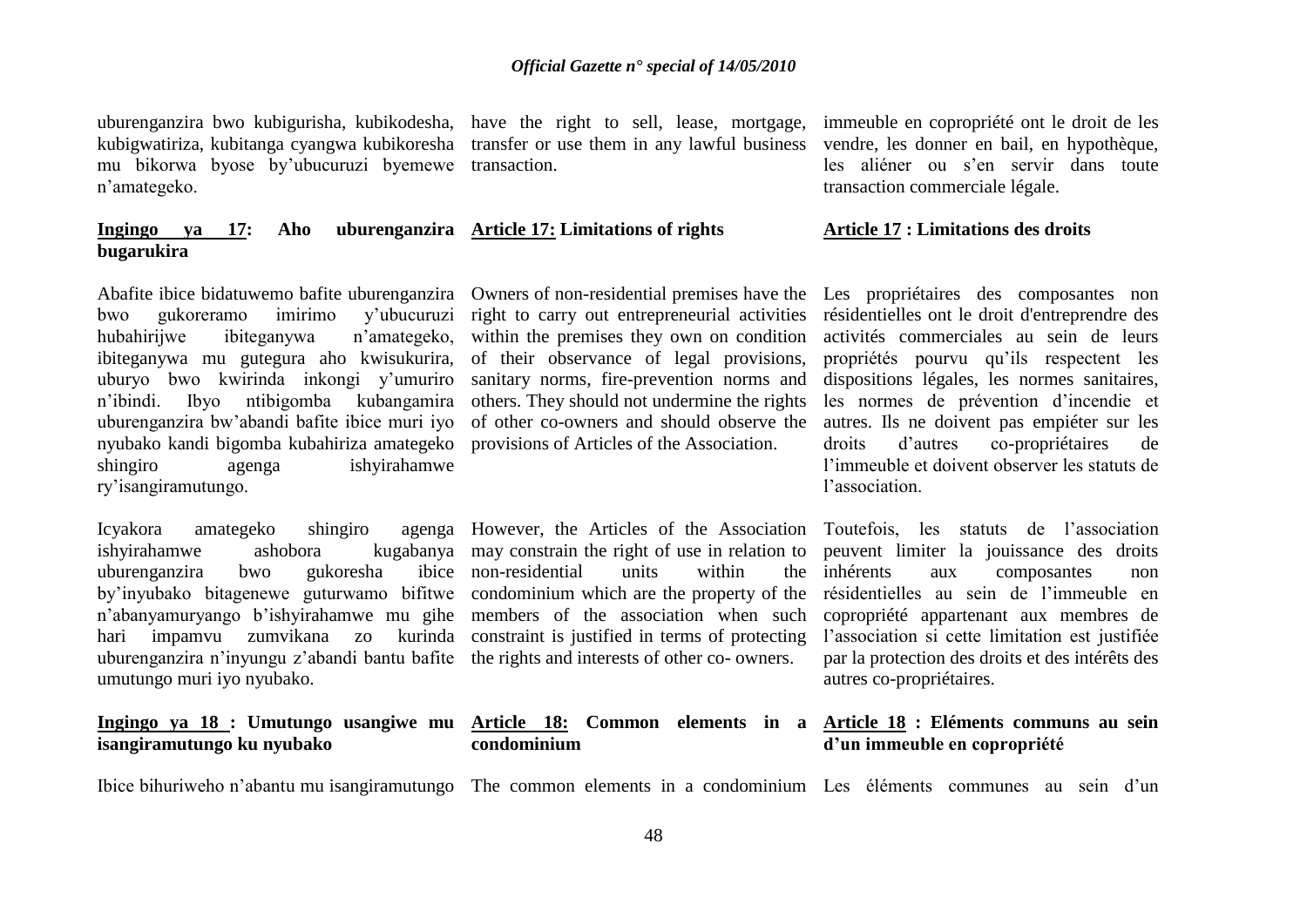uburenganzira bwo kubigurisha, kubikodesha, kubigwatiriza, kubitanga cyangwa kubikoresha mu bikorwa byose by'ubucuruzi byemewe n'amategeko.

**Ingingo ya 17: Aho uburenganzira bugarukira**

Abafite ibice bidatuwemo bafite uburenganzira bwo gukoreramo imirimo y'ubucuruzi hubahirijwe ibiteganywa n'amategeko, ibiteganywa mu gutegura aho kwisukurira, uburyo bwo kwirinda inkongi y'umuriro n'ibindi. Ibyo ntibigomba kubangamira uburenganzira bw'abandi bafite ibice muri iyo nyubako kandi bigomba kubahiriza amategeko shingiro agenga ishyirahamwe ry'isangiramutungo.

Icyakora amategeko shingiro agenga ishyirahamwe ashobora kugabanya uburenganzira bwo gukoresha ibice by'inyubako bitagenewe guturwamo bifitwe n'abanyamuryango b'ishyirahamwe mu gihe hari impamvu zumvikana zo kurinda uburenganzira n'inyungu z'abandi bantu bafite umutungo muri iyo nyubako.

**Ingingo ya 18 : Umutungo usangiwe mu isangiramutungo ku nyubako**

Ibice bihuriweho n'abantu mu isangiramutungo

have the right to sell, lease, mortgage, transfer or use them in any lawful business transaction.

**Article 17: Limitations of rights**

Owners of non-residential premises have the right to carry out entrepreneurial activities within the premises they own on condition of their observance of legal provisions, sanitary norms, fire-prevention norms and others. They should not undermine the rights of other co-owners and should observe the provisions of Articles of the Association.

However, the Articles of the Association may constrain the right of use in relation to non-residential units within the condominium which are the property of the members of the association when such constraint is justified in terms of protecting the rights and interests of other co- owners.

**Article 18: Common elements in a condominium**

The common elements in a condominium

immeuble en copropriété ont le droit de les vendre, les donner en bail, en hypothèque, les aliéner ou s'en servir dans toute transaction commerciale légale.

**Article 17 : Limitations des droits**

Les propriétaires des composantes non résidentielles ont le droit d'entreprendre des activités commerciales au sein de leurs propriétés pourvu qu'ils respectent les dispositions légales, les normes sanitaires, les normes de prévention d'incendie et autres. Ils ne doivent pas empiéter sur les droits d'autres co-propriétaires de l'immeuble et doivent observer les statuts de l'association.

Toutefois, les statuts de l'association peuvent limiter la jouissance des droits inhérents aux composantes non résidentielles au sein de l'immeuble en copropriété appartenant aux membres de l'association si cette limitation est justifiée par la protection des droits et des intérêts des autres co-propriétaires.

**Article 18 : Eléments communs au sein d'un immeuble en copropriété**

Les éléments communes au sein d'un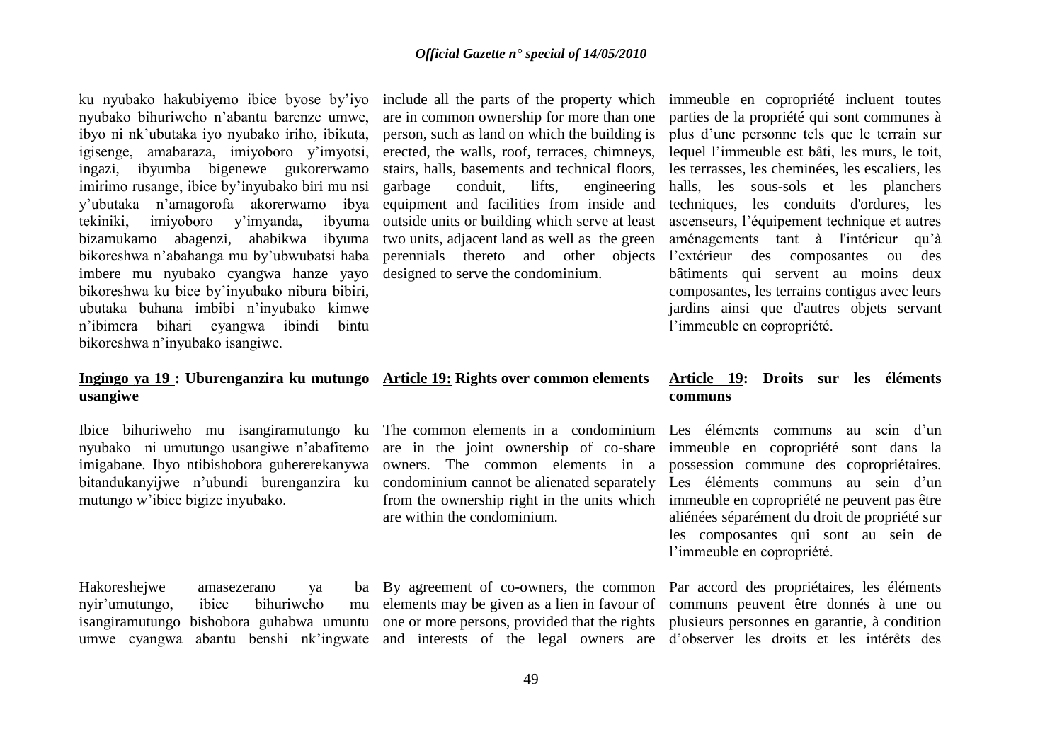ku nyubako hakubiyemo ibice byose by'iyo nyubako bihuriweho n'abantu barenze umwe, ibyo ni nk'ubutaka iyo nyubako iriho, ibikuta, igisenge, amabaraza, imiyoboro y'imyotsi, ingazi, ibyumba bigenewe gukorerwamo imirimo rusange, ibice by'inyubako biri mu nsi y'ubutaka n'amagorofa akorerwamo ibya tekiniki, imiyoboro y'imyanda, ibyuma bizamukamo abagenzi, ahabikwa ibyuma bikoreshwa n'abahanga mu by'ubwubatsi haba imbere mu nyubako cyangwa hanze yayo bikoreshwa ku bice by'inyubako nibura bibiri, ubutaka buhana imbibi n'inyubako kimwe n'ibimera bihari cyangwa ibindi bintu bikoreshwa n'inyubako isangiwe.

include all the parts of the property which are in common ownership for more than one person, such as land on which the building is erected, the walls, roof, terraces, chimneys, stairs, halls, basements and technical floors, garbage conduit, lifts, engineering equipment and facilities from inside and outside units or building which serve at least two units, adjacent land as well as the green perennials thereto and other objects designed to serve the condominium.

immeuble en copropriété incluent toutes parties de la propriété qui sont communes à plus d'une personne tels que le terrain sur lequel l'immeuble est bâti, les murs, le toit, les terrasses, les cheminées, les escaliers, les halls, les sous-sols et les planchers techniques, les conduits d'ordures, les ascenseurs, l'équipement technique et autres aménagements tant à l'intérieur qu'à l'extérieur des composantes ou des bâtiments qui servent au moins deux composantes, les terrains contigus avec leurs jardins ainsi que d'autres objets servant l'immeuble en copropriété.

**<u>Ingingo ya 19</u> : Uburenganzira ku mutungo usangiwe**

Ibice bihuriweho mu isangiramutungo ku nyubako ni umutungo usangiwe n'abafitemo imigabane. Ibyo ntibishobora guhererekanywa bitandukanyijwe n'ubundi burenganzira ku mutungo w'ibice bigize inyubako.

Hakoreshejwe amasezerano ya ba nyir'umutungo, ibice bihuriweho mu isangiramutungo bishobora guhabwa umuntu umwe cyangwa abantu benshi nk'ingwate

**<u>Article 19:</u> Rights over common elements**

The common elements in a condominium are in the joint ownership of co-share owners. The common elements in a condominium cannot be alienated separately from the ownership right in the units which are within the condominium.

By agreement of co-owners, the common elements may be given as a lien in favour of one or more persons, provided that the rights and interests of the legal owners are

**<u>Article 19</u>: Droits sur les éléments communs**

Les éléments communs au sein d'un immeuble en copropriété sont dans la possession commune des copropriétaires. Les éléments communs au sein d'un immeuble en copropriété ne peuvent pas être aliénées séparément du droit de propriété sur les composantes qui sont au sein de l'immeuble en copropriété.

Par accord des propriétaires, les éléments communs peuvent être donnés à une ou plusieurs personnes en garantie, à condition d'observer les droits et les intérêts des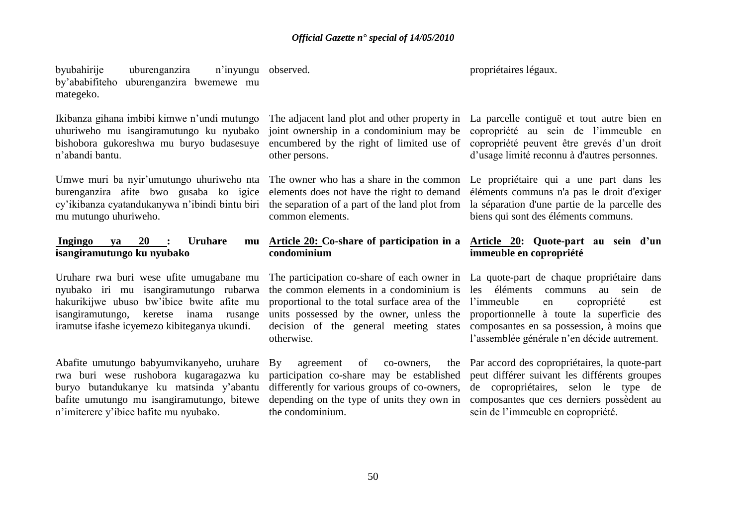byubahirije uburenganzira n'inyungu by'ababifiteho uburenganzira bwemewe mu mategeko.

Ikibanza gihana imbibi kimwe n'undi mutungo uhuriweho mu isangiramutungo ku nyubako bishobora gukoreshwa mu buryo budasesuye n'abandi bantu.

Umwe muri ba nyir'umutungo uhuriweho nta burenganzira afite bwo gusaba ko igice cy'ikibanza cyatandukanywa n'ibindi bintu biri mu mutungo uhuriweho.

**Ingingo ya 20 : Uruhare mu isangiramutungo ku nyubako**

Uruhare rwa buri wese ufite umugabane mu nyubako iri mu isangiramutungo rubarwa hakurikijwe ubuso bw'ibice bwite afite mu isangiramutungo, keretse inama rusange iramutse ifashe icyemezo kibiteganya ukundi.

Abafite umutungo babyumvikanyeho, uruhare rwa buri wese rushobora kugaragazwa ku buryo butandukanye ku matsinda y'abantu bafite umutungo mu isangiramutungo, bitewe n'imiterere y'ibice bafite mu nyubako.

observed.

The adjacent land plot and other property in joint ownership in a condominium may be encumbered by the right of limited use of other persons.

The owner who has a share in the common elements does not have the right to demand the separation of a part of the land plot from common elements.

**Article 20: Co-share of participation in a condominium**

The participation co-share of each owner in the common elements in a condominium is proportional to the total surface area of the units possessed by the owner, unless the decision of the general meeting states otherwise.

By agreement of co-owners, the participation co-share may be established differently for various groups of co-owners, depending on the type of units they own in the condominium.

propriétaires légaux.

La parcelle contiguë et tout autre bien en copropriété au sein de l'immeuble en copropriété peuvent être grevés d'un droit d'usage limité reconnu à d'autres personnes.

Le propriétaire qui a une part dans les éléments communs n'a pas le droit d'exiger la séparation d'une partie de la parcelle des biens qui sont des éléments communs.

**Article 20: Quote-part au sein d'un immeuble en copropriété**

La quote-part de chaque propriétaire dans les éléments communs au sein de l'immeuble en copropriété est proportionnelle à toute la superficie des composantes en sa possession, à moins que l'assemblée générale n'en décide autrement.

Par accord des copropriétaires, la quote-part peut différer suivant les différents groupes de copropriétaires, selon le type de composantes que ces derniers possèdent au sein de l'immeuble en copropriété.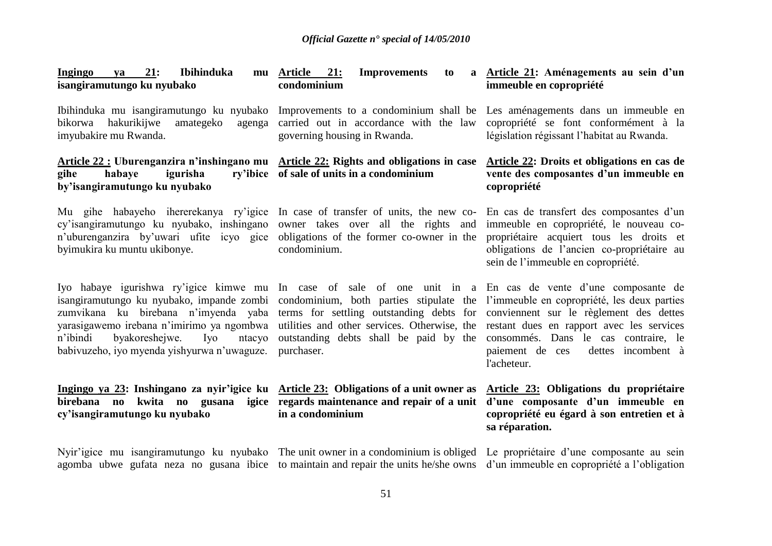**Ingingo ya 21: Ibihinduka mu isangiramutungo ku nyubako**

Ibihinduka mu isangiramutungo ku nyubako bikorwa hakurikijwe amategeko agenga imyubakire mu Rwanda.

**Article 22 : Uburenganzira n'inshingano mu gihe habaye igurisha ry'ibice by'isangiramutungo ku nyubako**

Mu gihe habayeho ihererekanya ry'igice cy'isangiramutungo ku nyubako, inshingano n'uburenganzira by'uwari ufite icyo gice byimukira ku muntu ukibonye.

Iyo habaye igurishwa ry'igice kimwe mu isangiramutungo ku nyubako, impande zombi zumvikana ku birebana n'imyenda yaba yarasigawemo irebana n'imirimo ya ngombwa n'ibindi byakoreshejwe. Iyo ntacyo babivuzeho, iyo myenda yishyurwa n'uwaguze.

**Ingingo ya 23: Inshingano za nyir'igice ku birebana no kwita no gusana igice cy'isangiramutungo ku nyubako**

Nyir'igice mu isangiramutungo ku nyubako agomba ubwe gufata neza no gusana ibice

**Article 21: Improvements to a condominium**

Improvements to a condominium shall be carried out in accordance with the law governing housing in Rwanda.

**Article 22: Rights and obligations in case of sale of units in a condominium**

In case of transfer of units, the new co-owner takes over all the rights and obligations of the former co-owner in the condominium.

In case of sale of one unit in a condominium, both parties stipulate the terms for settling outstanding debts for utilities and other services. Otherwise, the outstanding debts shall be paid by the purchaser.

**Article 23: Obligations of a unit owner as regards maintenance and repair of a unit in a condominium**

The unit owner in a condominium is obliged to maintain and repair the units he/she owns

**Article 21: Aménagements au sein d'un immeuble en copropriété**

Les aménagements dans un immeuble en copropriété se font conformément à la législation régissant l'habitat au Rwanda.

**Article 22: Droits et obligations en cas de vente des composantes d'un immeuble en copropriété**

En cas de transfert des composantes d'un immeuble en copropriété, le nouveau co-propriétaire acquiert tous les droits et obligations de l'ancien co-propriétaire au sein de l'immeuble en copropriété.

En cas de vente d'une composante de l'immeuble en copropriété, les deux parties conviennent sur le règlement des dettes restant dues en rapport avec les services consommés. Dans le cas contraire, le paiement de ces dettes incombent à l'acheteur.

**Article 23: Obligations du propriétaire d'une composante d'un immeuble en copropriété eu égard à son entretien et à sa réparation.**

Le propriétaire d'une composante au sein d'un immeuble en copropriété a l'obligation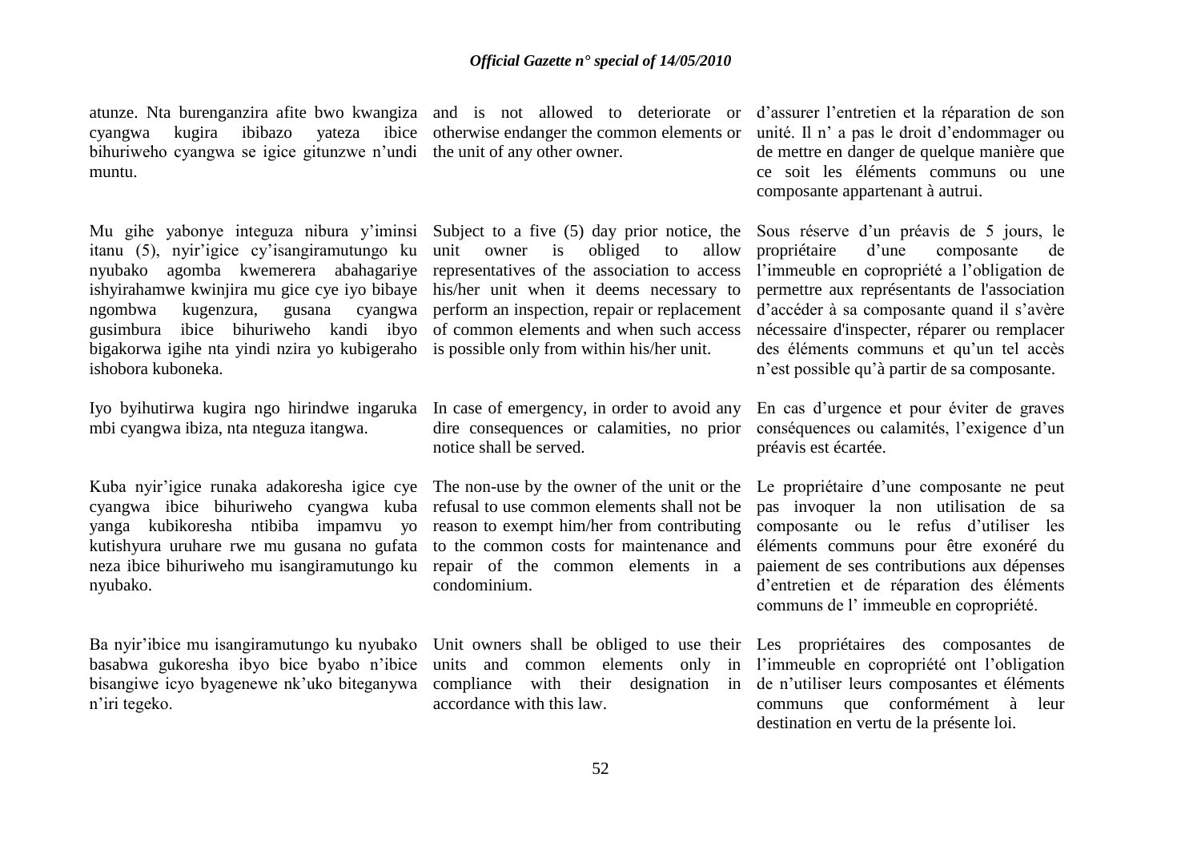atunze. Nta burenganzira afite bwo kwangiza cyangwa kugira ibibazo yateza ibice bihuriweho cyangwa se igice gitunzwe n'undi muntu.

Mu gihe yabonye integuza nibura y'iminsi itanu (5), nyir'igice cy'isangiramutungo ku nyubako agomba kwemerera abahagariye ishyirahamwe kwinjira mu gice cye iyo bibaye ngombwa kugenzura, gusana cyangwa gusimbura ibice bihuriweho kandi ibyo bigakorwa igihe nta yindi nzira yo kubigeraho ishobora kuboneka.

Iyo byihutirwa kugira ngo hirindwe ingaruka mbi cyangwa ibiza, nta nteguza itangwa.

Kuba nyir'igice runaka adakoresha igice cye cyangwa ibice bihuriweho cyangwa kuba yanga kubikoresha ntibiba impamvu yo kutishyura uruhare rwe mu gusana no gufata neza ibice bihuriweho mu isangiramutungo ku nyubako.

Ba nyir'ibice mu isangiramutungo ku nyubako basabwa gukoresha ibyo bice byabo n'ibice bisangiwe icyo byagenewe nk'uko biteganywa n'iri tegeko.

and is not allowed to deteriorate or otherwise endanger the common elements or the unit of any other owner.

Subject to a five (5) day prior notice, the unit owner is obliged to allow representatives of the association to access his/her unit when it deems necessary to perform an inspection, repair or replacement of common elements and when such access is possible only from within his/her unit.

In case of emergency, in order to avoid any dire consequences or calamities, no prior notice shall be served.

The non-use by the owner of the unit or the refusal to use common elements shall not be reason to exempt him/her from contributing to the common costs for maintenance and repair of the common elements in a condominium.

Unit owners shall be obliged to use their units and common elements only in compliance with their designation in accordance with this law.

d'assurer l'entretien et la réparation de son unité. Il n' a pas le droit d'endommager ou de mettre en danger de quelque manière que ce soit les éléments communs ou une composante appartenant à autrui.

Sous réserve d'un préavis de 5 jours, le propriétaire d'une composante de l'immeuble en copropriété a l'obligation de permettre aux représentants de l'association d'accéder à sa composante quand il s'avère nécessaire d'inspecter, réparer ou remplacer des éléments communs et qu'un tel accès n'est possible qu'à partir de sa composante.

En cas d'urgence et pour éviter de graves conséquences ou calamités, l'exigence d'un préavis est écartée.

Le propriétaire d'une composante ne peut pas invoquer la non utilisation de sa composante ou le refus d'utiliser les éléments communs pour être exonéré du paiement de ses contributions aux dépenses d'entretien et de réparation des éléments communs de l' immeuble en copropriété.

Les propriétaires des composantes de l'immeuble en copropriété ont l'obligation de n'utiliser leurs composantes et éléments communs que conformément à leur destination en vertu de la présente loi.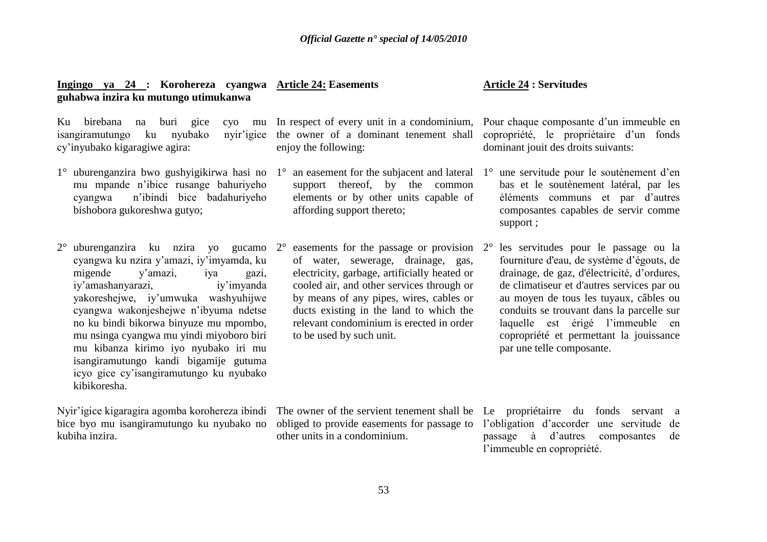**Ingingo ya 24 : Korohereza cyangwa guhabwa inzira ku mutungo utimukanwa**

Ku birebana na buri gice cyo mu isangiramutungo ku nyubako nyir'igice cy'inyubako kigaragiwe agira:

1° uburenganzira bwo gushyigikirwa hasi no mu mpande n'ibice rusange bahuriyeho cyangwa n'ibindi bice badahuriyeho bishobora gukoreshwa gutyo;

2° uburenganzira ku nzira yo gucamo cyangwa ku nzira y'amazi, iy'imyamda, ku migende y'amazi, iya gazi, iy'amashanyarazi, iy'imyanda yakoreshejwe, iy'umwuka washyuhijwe cyangwa wakonjeshejwe n'ibyuma ndetse no ku bindi bikorwa binyuze mu mpombo, mu nsinga cyangwa mu yindi miyoboro biri mu kibanza kirimo iyo nyubako iri mu isangiramutungo kandi bigamije gutuma icyo gice cy'isangiramutungo ku nyubako kibikoresha.

Nyir'igice kigaragira agomba korohereza ibindi bice byo mu isangiramutungo ku nyubako no kubiha inzira.

**Article 24: Easements**

In respect of every unit in a condominium, the owner of a dominant tenement shall enjoy the following:

1° an easement for the subjacent and lateral support thereof, by the common elements or by other units capable of affording support thereto;

2° easements for the passage or provision of water, sewerage, drainage, gas, electricity, garbage, artificially heated or cooled air, and other services through or by means of any pipes, wires, cables or ducts existing in the land to which the relevant condominium is erected in order to be used by such unit.

The owner of the servient tenement shall be obliged to provide easements for passage to other units in a condominium.

**Article 24 : Servitudes**

Pour chaque composante d'un immeuble en copropriété, le propriétaire d'un fonds dominant jouit des droits suivants:

1° une servitude pour le soutènement d'en bas et le soutènement latéral, par les éléments communs et par d'autres composantes capables de servir comme support ;

2° les servitudes pour le passage ou la fourniture d'eau, de système d'égouts, de drainage, de gaz, d'électricité, d'ordures, de climatiseur et d'autres services par ou au moyen de tous les tuyaux, câbles ou conduits se trouvant dans la parcelle sur laquelle est érigé l'immeuble en copropriété et permettant la jouissance par une telle composante.

Le propriétairre du fonds servant a l'obligation d'accorder une servitude de passage à d'autres composantes de l'immeuble en copropriété.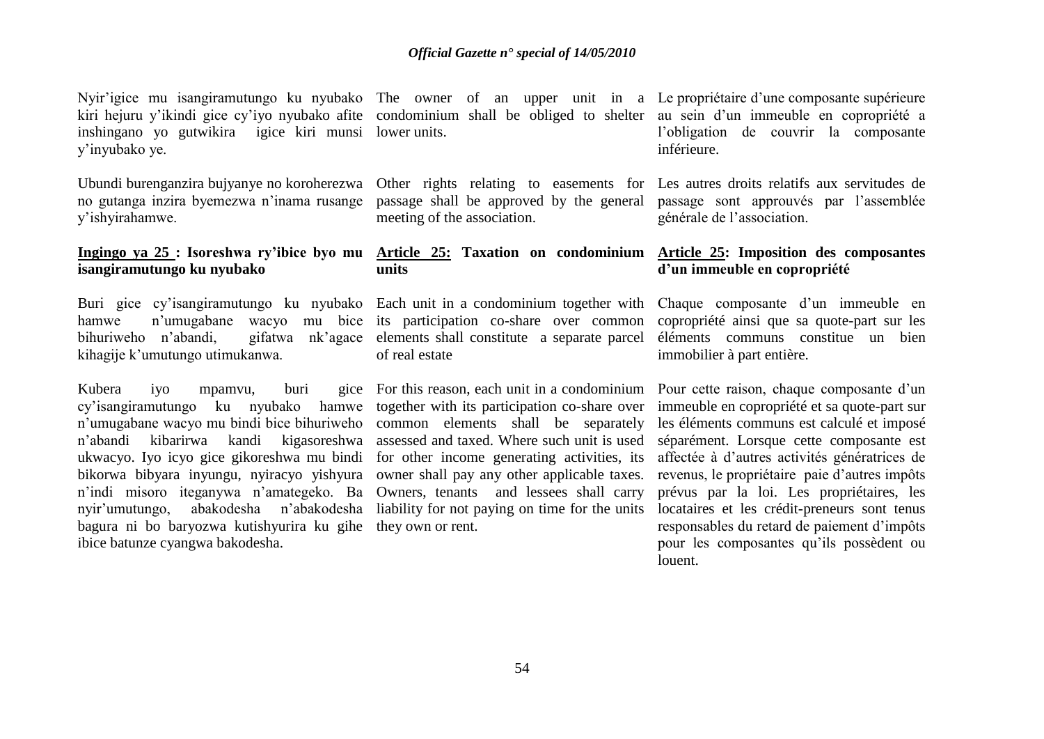Nyir'igice mu isangiramutungo ku nyubako kiri hejuru y'ikindi gice cy'iyo nyubako afite inshingano yo gutwikira igice kiri munsi y'inyubako ye.

Ubundi burenganzira bujyanye no koroherezwa no gutanga inzira byemezwa n'inama rusange y'ishyirahamwe.

**Ingingo ya 25 : Isoreshwa ry'ibice byo mu isangiramutungo ku nyubako**

Buri gice cy'isangiramutungo ku nyubako hamwe n'umugabane wacyo mu bice bihuriweho n'abandi, gifatwa nk'agace kihagije k'umutungo utimukanwa.

Kubera iyo mpamvu, buri gice cy'isangiramutungo ku nyubako hamwe n'umugabane wacyo mu bindi bice bihuriweho n'abandi kibarirwa kandi kigasoreshwa ukwacyo. Iyo icyo gice gikoreshwa mu bindi bikorwa bibyara inyungu, nyiracyo yishyura n'indi misoro iteganywa n'amategeko. Ba nyir'umutungo, abakodesha n'abakodesha bagura ni bo baryozwa kutishyurira ku gihe ibice batunze cyangwa bakodesha.

The owner of an upper unit in a condominium shall be obliged to shelter lower units.

Other rights relating to easements for passage shall be approved by the general meeting of the association.

**Article 25: Taxation on condominium units**

Each unit in a condominium together with its participation co-share over common elements shall constitute a separate parcel of real estate

For this reason, each unit in a condominium together with its participation co-share over common elements shall be separately assessed and taxed. Where such unit is used for other income generating activities, its owner shall pay any other applicable taxes. Owners, tenants and lessees shall carry liability for not paying on time for the units they own or rent.

Le propriétaire d'une composante supérieure au sein d'un immeuble en copropriété a l'obligation de couvrir la composante inférieure.

Les autres droits relatifs aux servitudes de passage sont approuvés par l'assemblée générale de l'association.

**Article 25: Imposition des composantes d'un immeuble en copropriété**

Chaque composante d'un immeuble en copropriété ainsi que sa quote-part sur les éléments communs constitue un bien immobilier à part entière.

Pour cette raison, chaque composante d'un immeuble en copropriété et sa quote-part sur les éléments communs est calculé et imposé séparément. Lorsque cette composante est affectée à d'autres activités génératrices de revenus, le propriétaire paie d'autres impôts prévus par la loi. Les propriétaires, les locataires et les crédit-preneurs sont tenus responsables du retard de paiement d'impôts pour les composantes qu'ils possèdent ou louent.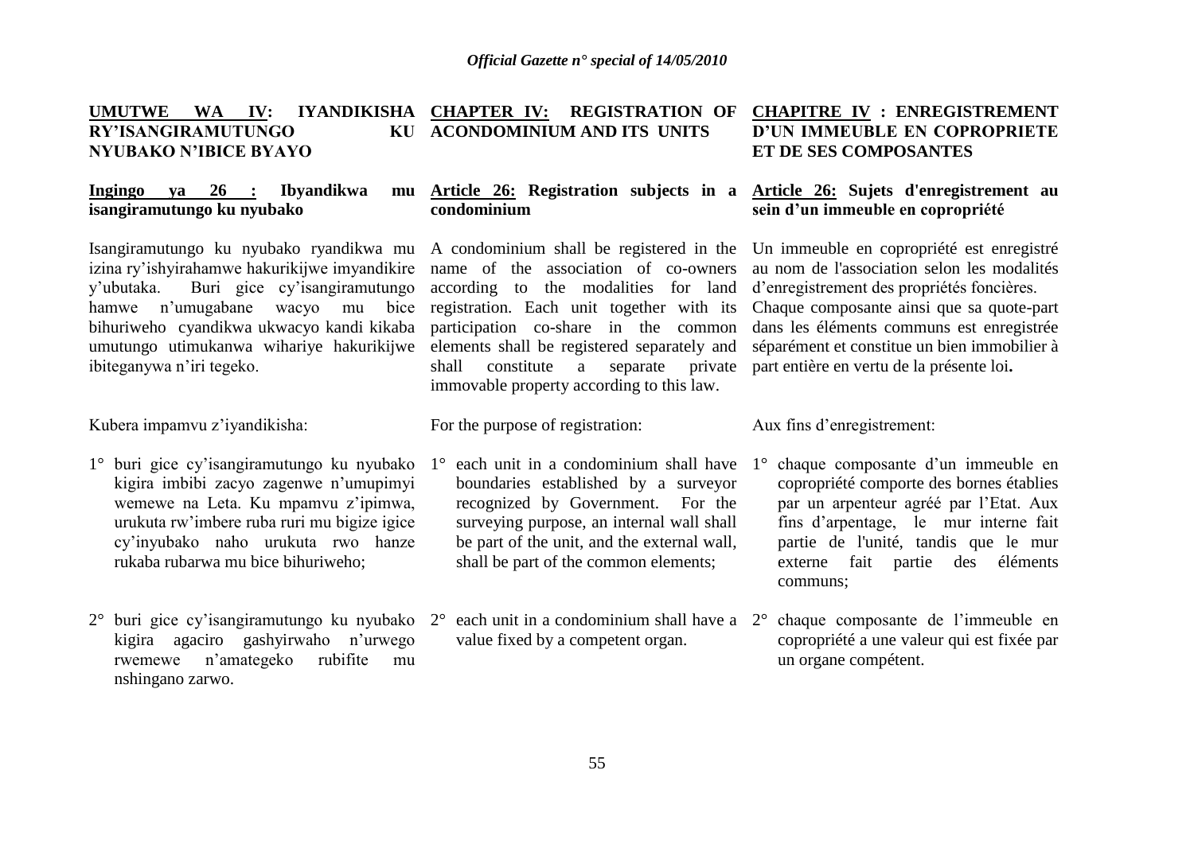## UMUTWE WA IV: IYANDIKISHA RY'ISANGIRAMUTUNGO KU NYUBAKO N'IBICE BYAYO

### Ingingo ya 26 : Ibyandikwa mu isangiramutungo ku nyubako

Isangiramutungo ku nyubako ryandikwa mu izina ry'ishyirahamwe hakurikijwe imyandikire y'ubutaka. Buri gice cy'isangiramutungo hamwe n'umugabane wacyo mu bice bihuriweho cyandikwa ukwacyo kandi kikaba umutungo utimukanwa wihariye hakurikijwe ibiteganywa n'iri tegeko.

Kubera impamvu z'iyandikisha:

1° buri gice cy'isangiramutungo ku nyubako kigira imbibi zacyo zagenwe n'umupimyi wemewe na Leta. Ku mpamvu z'ipimwa, urukuta rw'imbere ruba ruri mu bigize igice cy'inyubako naho urukuta rwo hanze rukaba rubarwa mu bice bihuriweho;

2° buri gice cy'isangiramutungo ku nyubako kigira agaciro gashyirwaho n'urwego rwemewe n'amategeko rubifite mu nshingano zarwo.

## CHAPTER IV: REGISTRATION OF ACONDOMINIUM AND ITS UNITS

### Article 26: Registration subjects in a condominium

A condominium shall be registered in the name of the association of co-owners according to the modalities for land registration. Each unit together with its participation co-share in the common elements shall be registered separately and shall constitute a separate private immovable property according to this law.

For the purpose of registration:

1° each unit in a condominium shall have boundaries established by a surveyor recognized by Government. For the surveying purpose, an internal wall shall be part of the unit, and the external wall, shall be part of the common elements;

2° each unit in a condominium shall have a value fixed by a competent organ.

## CHAPITRE IV : ENREGISTREMENT D'UN IMMEUBLE EN COPROPRIETE ET DE SES COMPOSANTES

### Article 26: Sujets d'enregistrement au sein d'un immeuble en copropriété

Un immeuble en copropriété est enregistré au nom de l'association selon les modalités d'enregistrement des propriétés foncières. Chaque composante ainsi que sa quote-part dans les éléments communs est enregistrée séparément et constitue un bien immobilier à part entière en vertu de la présente loi**.**

Aux fins d'enregistrement:

1° chaque composante d'un immeuble en copropriété comporte des bornes établies par un arpenteur agréé par l'Etat. Aux fins d'arpentage, le mur interne fait partie de l'unité, tandis que le mur externe fait partie des éléments communs;

2° chaque composante de l'immeuble en copropriété a une valeur qui est fixée par un organe compétent.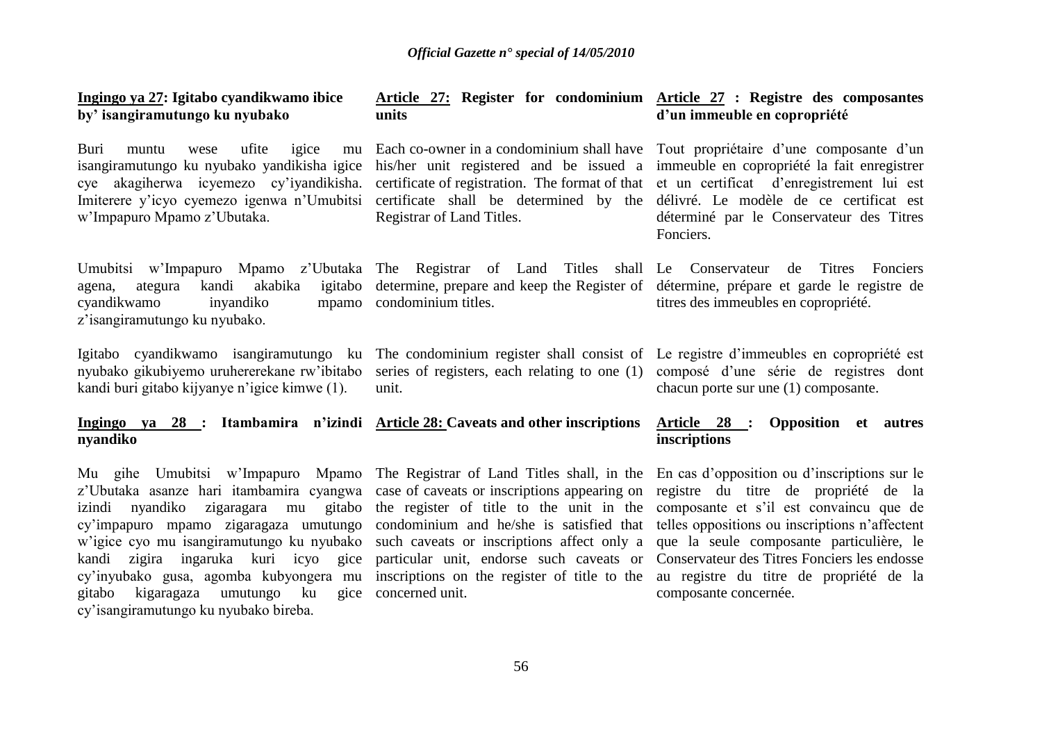**Ingingo ya 27: Igitabo cyandikwamo ibice by' isangiramutungo ku nyubako**

Buri muntu wese ufite igice mu isangiramutungo ku nyubako yandikisha igice cye akagiherwa icyemezo cy'iyandikisha. Imiterere y'icyo cyemezo igenwa n'Umubitsi w'Impapuro Mpamo z'Ubutaka.

Umubitsi w'Impapuro Mpamo z'Ubutaka agena, ategura kandi akabika igitabo cyandikwamo inyandiko mpamo z'isangiramutungo ku nyubako.

Igitabo cyandikwamo isangiramutungo ku nyubako gikubiyemo uruhererekane rw'ibitabo kandi buri gitabo kijyanye n'igice kimwe (1).

**Ingingo ya 28 : Itambamira n'izindi nyandiko**

Mu gihe Umubitsi w'Impapuro Mpamo z'Ubutaka asanze hari itambamira cyangwa izindi nyandiko zigaragara mu gitabo cy'impapuro mpamo zigaragaza umutungo w'igice cyo mu isangiramutungo ku nyubako kandi zigira ingaruka kuri icyo gice cy'inyubako gusa, agomba kubyongera mu gitabo kigaragaza umutungo ku gice cy'isangiramutungo ku nyubako bireba.

**Article 27: Register for condominium units**

Each co-owner in a condominium shall have his/her unit registered and be issued a certificate of registration. The format of that certificate shall be determined by the Registrar of Land Titles.

The Registrar of Land Titles shall determine, prepare and keep the Register of condominium titles.

The condominium register shall consist of series of registers, each relating to one (1) unit.

**Article 28: Caveats and other inscriptions**

The Registrar of Land Titles shall, in the case of caveats or inscriptions appearing on the register of title to the unit in the condominium and he/she is satisfied that such caveats or inscriptions affect only a particular unit, endorse such caveats or inscriptions on the register of title to the concerned unit.

**Article 27 : Registre des composantes d'un immeuble en copropriété**

Tout propriétaire d'une composante d'un immeuble en copropriété la fait enregistrer et un certificat d'enregistrement lui est délivré. Le modèle de ce certificat est déterminé par le Conservateur des Titres Fonciers.

Le Conservateur de Titres Fonciers détermine, prépare et garde le registre de titres des immeubles en copropriété.

Le registre d'immeubles en copropriété est composé d'une série de registres dont chacun porte sur une (1) composante.

**Article 28 : Opposition et autres inscriptions**

En cas d'opposition ou d'inscriptions sur le registre du titre de propriété de la composante et s'il est convaincu que de telles oppositions ou inscriptions n'affectent que la seule composante particulière, le Conservateur des Titres Fonciers les endosse au registre du titre de propriété de la composante concernée.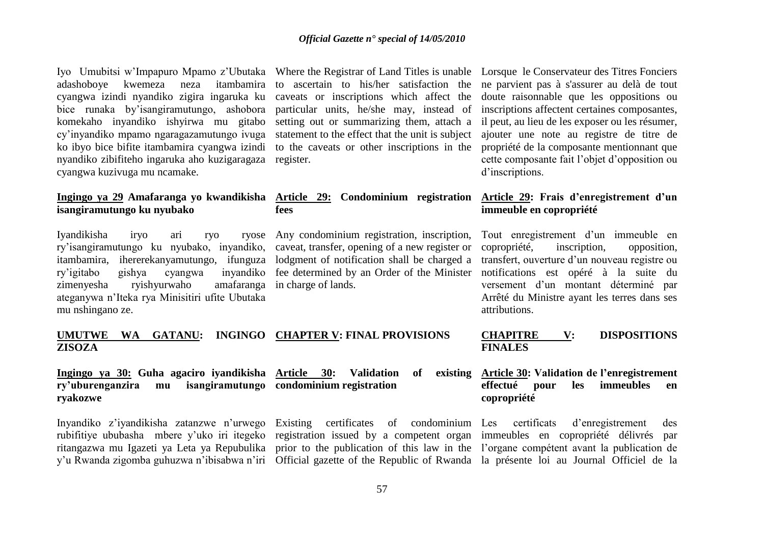Iyo Umubitsi w'Impapuro Mpamo z'Ubutaka adashoboye kwemeza neza itambamira cyangwa izindi nyandiko zigira ingaruka ku bice runaka by'isangiramutungo, ashobora komekaho inyandiko ishyirwa mu gitabo cy'inyandiko mpamo ngaragazamutungo ivuga ko ibyo bice bifite itambamira cyangwa izindi nyandiko zibifiteho ingaruka aho kuzigaragaza cyangwa kuzivuga mu ncamake.

**Ingingo ya 29 Amafaranga yo kwandikisha isangiramutungo ku nyubako**

Iyandikisha iryo ari ryo ryose ry'isangiramutungo ku nyubako, inyandiko, itambamira, ihererekanyamutungo, ifunguza ry'igitabo gishya cyangwa inyandiko zimenyesha ryishyurwaho amafaranga ateganywa n'Iteka rya Minisitiri ufite Ubutaka mu nshingano ze.

**UMUTWE WA GATANU: INGINGO ZISOZA**

**Ingingo ya 30: Guha agaciro iyandikisha ry'uburenganzira mu isangiramutungo ryakozwe**

Inyandiko z'iyandikisha zatanzwe n'urwego rubifitiye ububasha mbere y'uko iri itegeko ritangazwa mu Igazeti ya Leta ya Repubulika y'u Rwanda zigomba guhuzwa n'ibisabwa n'iri

Where the Registrar of Land Titles is unable to ascertain to his/her satisfaction the caveats or inscriptions which affect the particular units, he/she may, instead of setting out or summarizing them, attach a statement to the effect that the unit is subject to the caveats or other inscriptions in the register.

**Article 29: Condominium registration fees**

Any condominium registration, inscription, caveat, transfer, opening of a new register or lodgment of notification shall be charged a fee determined by an Order of the Minister in charge of lands.

**CHAPTER V: FINAL PROVISIONS**

**Article 30: Validation of existing condominium registration**

Existing certificates of condominium registration issued by a competent organ prior to the publication of this law in the Official gazette of the Republic of Rwanda

Lorsque le Conservateur des Titres Fonciers ne parvient pas à s'assurer au delà de tout doute raisonnable que les oppositions ou inscriptions affectent certaines composantes, il peut, au lieu de les exposer ou les résumer, ajouter une note au registre de titre de propriété de la composante mentionnant que cette composante fait l'objet d'opposition ou d'inscriptions.

**Article 29: Frais d'enregistrement d'un immeuble en copropriété**

Tout enregistrement d'un immeuble en copropriété, inscription, opposition, transfert, ouverture d'un nouveau registre ou notifications est opéré à la suite du versement d'un montant déterminé par Arrêté du Ministre ayant les terres dans ses attributions.

**CHAPITRE V: DISPOSITIONS FINALES**

**Article 30: Validation de l'enregistrement effectué pour les immeubles en copropriété**

Les certificats d'enregistrement des immeubles en copropriété délivrés par l'organe compétent avant la publication de la présente loi au Journal Officiel de la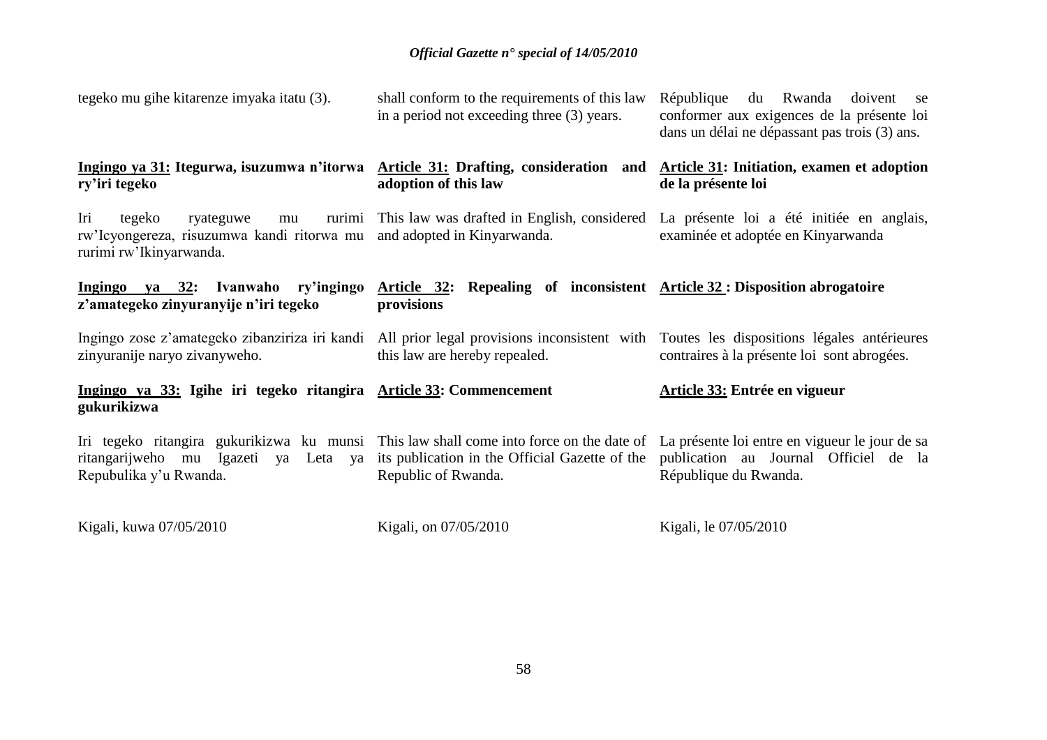tegeko mu gihe kitarenze imyaka itatu (3).

shall conform to the requirements of this law in a period not exceeding three (3) years.

République du Rwanda doivent se conformer aux exigences de la présente loi dans un délai ne dépassant pas trois (3) ans.

**<u>Ingingo ya 31:</u> Itegurwa, isuzumwa n'itorwa ry'iri tegeko**

Iri tegeko ryateguwe mu rurimi rw'Icyongereza, risuzumwa kandi ritorwa mu rurimi rw'Ikinyarwanda.

**<u>Ingingo ya 32</u>: Ivanwaho ry'ingingo z'amategeko zinyuranyije n'iri tegeko**

Ingingo zose z'amategeko zibanziriza iri kandi zinyuranije naryo zivanyweho.

**<u>Ingingo ya 33:</u> Igihe iri tegeko ritangira gukurikizwa**

Iri tegeko ritangira gukurikizwa ku munsi ritangarijweho mu Igazeti ya Leta ya Repubulika y'u Rwanda.

Kigali, kuwa 07/05/2010

**<u>Article 31:</u> Drafting, consideration and adoption of this law**

This law was drafted in English, considered and adopted in Kinyarwanda.

**<u>Article 32</u>: Repealing of inconsistent provisions**

All prior legal provisions inconsistent with this law are hereby repealed.

**<u>Article 33</u>: Commencement**

This law shall come into force on the date of its publication in the Official Gazette of the Republic of Rwanda.

Kigali, on 07/05/2010

**<u>Article 31</u>: Initiation, examen et adoption de la présente loi**

La présente loi a été initiée en anglais, examinée et adoptée en Kinyarwanda

**<u>Article 32</u> : Disposition abrogatoire**

Toutes les dispositions légales antérieures contraires à la présente loi sont abrogées.

**<u>Article 33:</u> Entrée en vigueur**

La présente loi entre en vigueur le jour de sa publication au Journal Officiel de la République du Rwanda.

Kigali, le 07/05/2010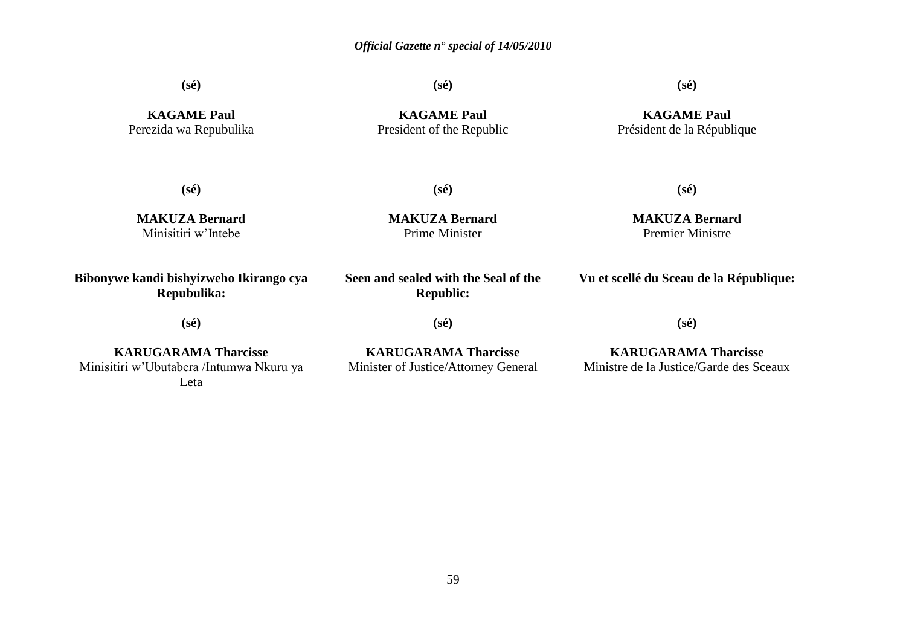**(sé)**

**KAGAME Paul**
Perezida wa Repubulika

**(sé)**

**KAGAME Paul**
President of the Republic

**(sé)**

**KAGAME Paul**
Président de la République

**(sé)**

**MAKUZA Bernard**
Minisitiri w'Intebe

**(sé)**

**MAKUZA Bernard**
Prime Minister

**(sé)**

**MAKUZA Bernard**
Premier Ministre

**Bibonywe kandi bishyizweho Ikirango cya Repubulika:**

**(sé)**

**KARUGARAMA Tharcisse**
Minisitiri w'Ubutabera /Intumwa Nkuru ya Leta

**Seen and sealed with the Seal of the Republic:**

**(sé)**

**KARUGARAMA Tharcisse**
Minister of Justice/Attorney General

**Vu et scellé du Sceau de la République:**

**(sé)**

**KARUGARAMA Tharcisse**
Ministre de la Justice/Garde des Sceaux